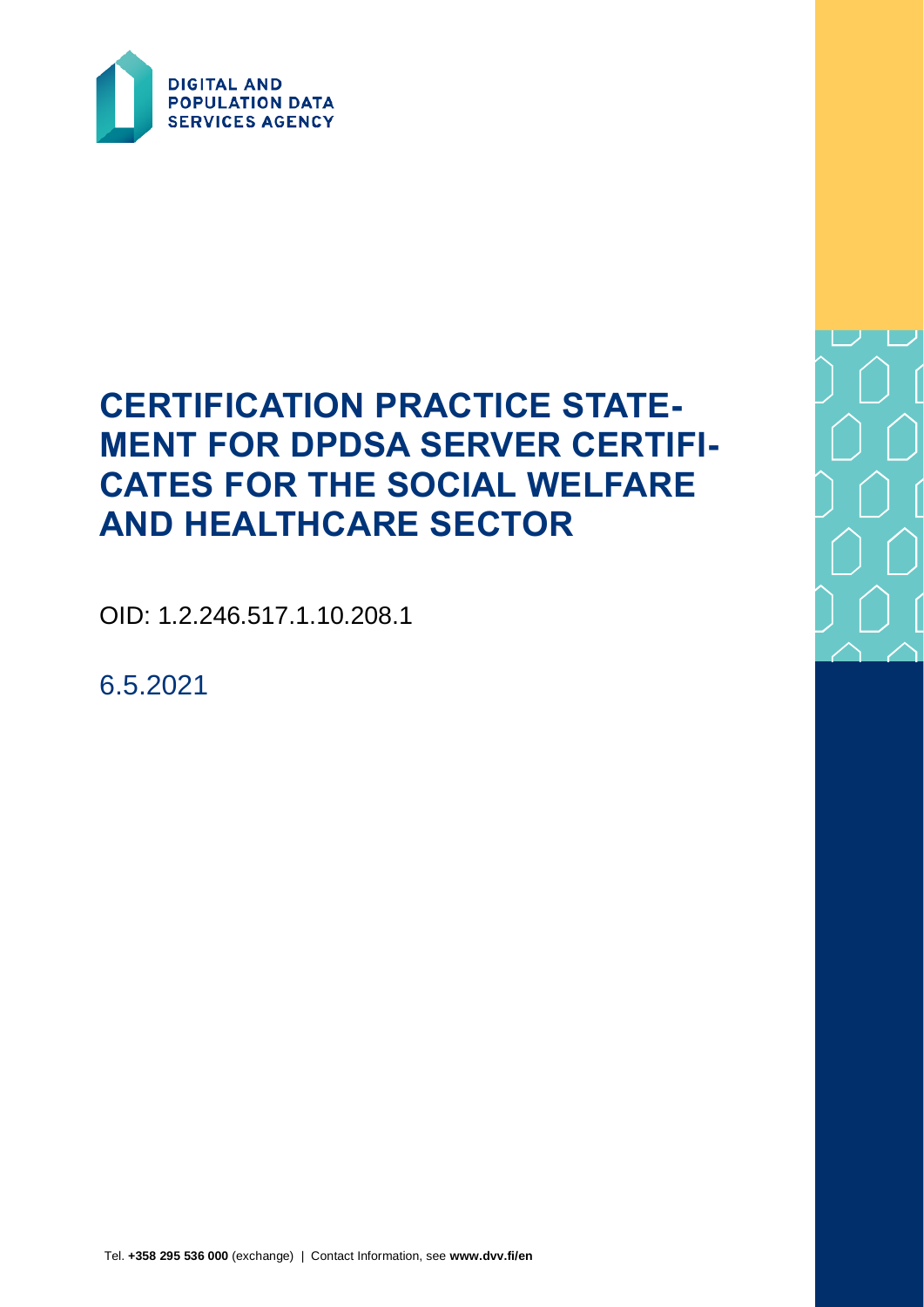DIGITAL AND POPULATION DATA SERVICES AGENCY

# CERTIFICATION PRACTICE STATEMENT FOR DPDSA SERVER CERTIFICATES FOR THE SOCIAL WELFARE AND HEALTHCARE SECTOR

OID: 1.2.246.517.1.10.208.1

6.5.2021

Tel. **+358 295 536 000** (exchange) | Contact Information, see **www.dvv.fi/en**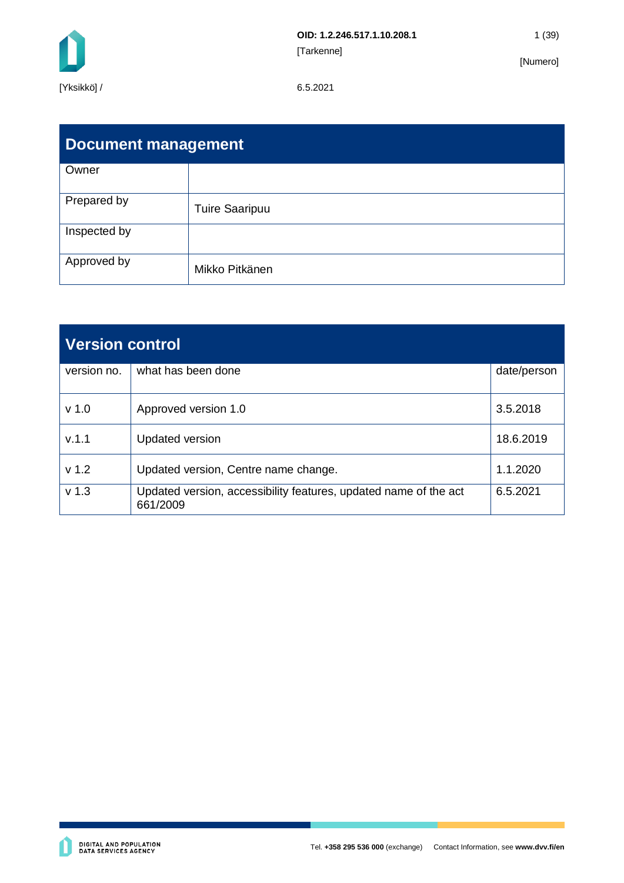OID: 1.2.246.517.1.10.208.1

[Tarkenne]

[Numero]

[Yksikkö] /

6.5.2021

| Document management | |
|---|---|
| Owner | |
| Prepared by | Tuire Saaripuu |
| Inspected by | |
| Approved by | Mikko Pitkänen |

| Version control | | |
|---|---|---|
| version no. | what has been done | date/person |
| v 1.0 | Approved version 1.0 | 3.5.2018 |
| v.1.1 | Updated version | 18.6.2019 |
| v 1.2 | Updated version, Centre name change. | 1.1.2020 |
| v 1.3 | Updated version, accessibility features, updated name of the act 661/2009 | 6.5.2021 |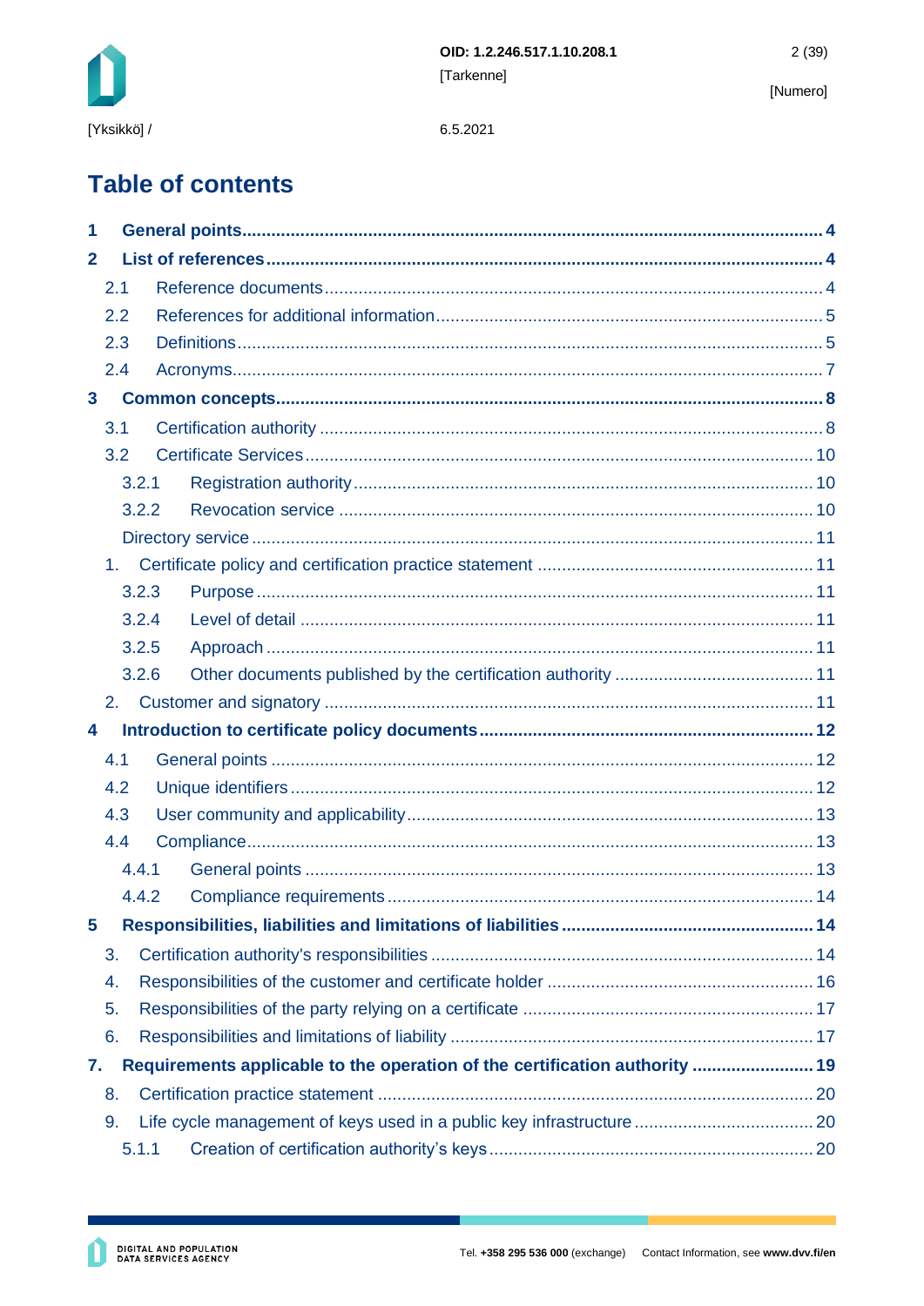# Table of contents

- **1 General points** ..... 4
- **2 List of references** ..... 4
  - 2.1 Reference documents ..... 4
  - 2.2 References for additional information ..... 5
  - 2.3 Definitions ..... 5
  - 2.4 Acronyms ..... 7
- **3 Common concepts** ..... 8
  - 3.1 Certification authority ..... 8
  - 3.2 Certificate Services ..... 10
    - 3.2.1 Registration authority ..... 10
    - 3.2.2 Revocation service ..... 10
    - Directory service ..... 11
  - 1. Certificate policy and certification practice statement ..... 11
    - 3.2.3 Purpose ..... 11
    - 3.2.4 Level of detail ..... 11
    - 3.2.5 Approach ..... 11
    - 3.2.6 Other documents published by the certification authority ..... 11
  - 2. Customer and signatory ..... 11
- **4 Introduction to certificate policy documents** ..... 12
  - 4.1 General points ..... 12
  - 4.2 Unique identifiers ..... 12
  - 4.3 User community and applicability ..... 13
  - 4.4 Compliance ..... 13
    - 4.4.1 General points ..... 13
    - 4.4.2 Compliance requirements ..... 14
- **5 Responsibilities, liabilities and limitations of liabilities** ..... 14
  - 3. Certification authority's responsibilities ..... 14
  - 4. Responsibilities of the customer and certificate holder ..... 16
  - 5. Responsibilities of the party relying on a certificate ..... 17
  - 6. Responsibilities and limitations of liability ..... 17
- **7. Requirements applicable to the operation of the certification authority** ..... 19
  - 8. Certification practice statement ..... 20
  - 9. Life cycle management of keys used in a public key infrastructure ..... 20
    - 5.1.1 Creation of certification authority's keys ..... 20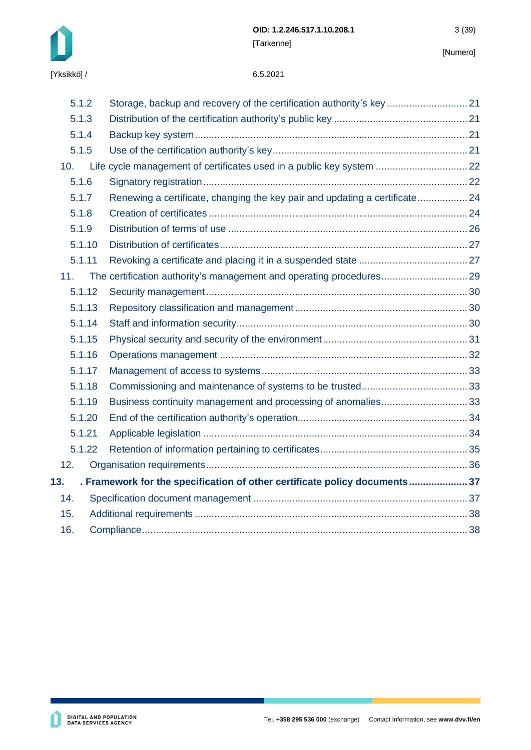5.1.2 Storage, backup and recovery of the certification authority's key ............................ 21
5.1.3 Distribution of the certification authority's public key ............................................... 21
5.1.4 Backup key system ................................................................................................... 21
5.1.5 Use of the certification authority's key ...................................................................... 21
10. Life cycle management of certificates used in a public key system ................................ 22
5.1.6 Signatory registration ................................................................................................ 22
5.1.7 Renewing a certificate, changing the key pair and updating a certificate .................. 24
5.1.8 Creation of certificates .............................................................................................. 24
5.1.9 Distribution of terms of use ....................................................................................... 26
5.1.10 Distribution of certificates ......................................................................................... 27
5.1.11 Revoking a certificate and placing it in a suspended state ....................................... 27
11. The certification authority's management and operating procedures .............................. 29
5.1.12 Security management ............................................................................................... 30
5.1.13 Repository classification and management ............................................................... 30
5.1.14 Staff and information security .................................................................................... 30
5.1.15 Physical security and security of the environment .................................................... 31
5.1.16 Operations management .......................................................................................... 32
5.1.17 Management of access to systems ........................................................................... 33
5.1.18 Commissioning and maintenance of systems to be trusted ...................................... 33
5.1.19 Business continuity management and processing of anomalies .............................. 33
5.1.20 End of the certification authority's operation ............................................................. 34
5.1.21 Applicable legislation ................................................................................................ 34
5.1.22 Retention of information pertaining to certificates ..................................................... 35
12. Organisation requirements ............................................................................................... 36
**13. . Framework for the specification of other certificate policy documents ..................... 37**
14. Specification document management ............................................................................. 37
15. Additional requirements ................................................................................................... 38
16. Compliance ...................................................................................................................... 38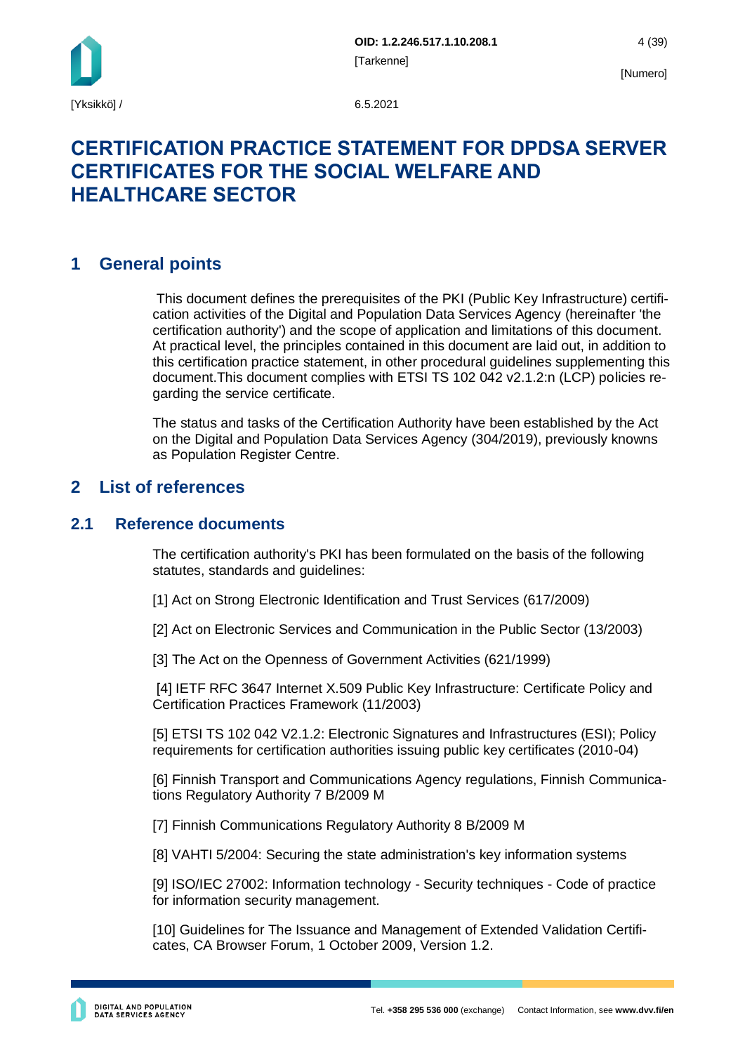# CERTIFICATION PRACTICE STATEMENT FOR DPDSA SERVER CERTIFICATES FOR THE SOCIAL WELFARE AND HEALTHCARE SECTOR

## 1 General points

This document defines the prerequisites of the PKI (Public Key Infrastructure) certification activities of the Digital and Population Data Services Agency (hereinafter 'the certification authority') and the scope of application and limitations of this document. At practical level, the principles contained in this document are laid out, in addition to this certification practice statement, in other procedural guidelines supplementing this document.This document complies with ETSI TS 102 042 v2.1.2:n (LCP) policies regarding the service certificate.

The status and tasks of the Certification Authority have been established by the Act on the Digital and Population Data Services Agency (304/2019), previously knowns as Population Register Centre.

## 2 List of references

### 2.1 Reference documents

The certification authority's PKI has been formulated on the basis of the following statutes, standards and guidelines:

[1] Act on Strong Electronic Identification and Trust Services (617/2009)

[2] Act on Electronic Services and Communication in the Public Sector (13/2003)

[3] The Act on the Openness of Government Activities (621/1999)

[4] IETF RFC 3647 Internet X.509 Public Key Infrastructure: Certificate Policy and Certification Practices Framework (11/2003)

[5] ETSI TS 102 042 V2.1.2: Electronic Signatures and Infrastructures (ESI); Policy requirements for certification authorities issuing public key certificates (2010-04)

[6] Finnish Transport and Communications Agency regulations, Finnish Communications Regulatory Authority 7 B/2009 M

[7] Finnish Communications Regulatory Authority 8 B/2009 M

[8] VAHTI 5/2004: Securing the state administration's key information systems

[9] ISO/IEC 27002: Information technology - Security techniques - Code of practice for information security management.

[10] Guidelines for The Issuance and Management of Extended Validation Certificates, CA Browser Forum, 1 October 2009, Version 1.2.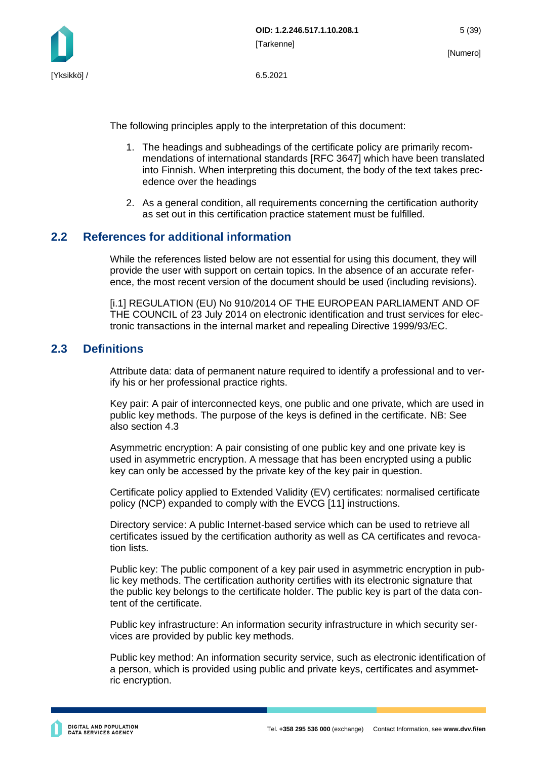The following principles apply to the interpretation of this document:

1. The headings and subheadings of the certificate policy are primarily recommendations of international standards [RFC 3647] which have been translated into Finnish. When interpreting this document, the body of the text takes precedence over the headings

2. As a general condition, all requirements concerning the certification authority as set out in this certification practice statement must be fulfilled.

## 2.2 References for additional information

While the references listed below are not essential for using this document, they will provide the user with support on certain topics. In the absence of an accurate reference, the most recent version of the document should be used (including revisions).

[i.1] REGULATION (EU) No 910/2014 OF THE EUROPEAN PARLIAMENT AND OF THE COUNCIL of 23 July 2014 on electronic identification and trust services for electronic transactions in the internal market and repealing Directive 1999/93/EC.

## 2.3 Definitions

Attribute data: data of permanent nature required to identify a professional and to verify his or her professional practice rights.

Key pair: A pair of interconnected keys, one public and one private, which are used in public key methods. The purpose of the keys is defined in the certificate. NB: See also section 4.3

Asymmetric encryption: A pair consisting of one public key and one private key is used in asymmetric encryption. A message that has been encrypted using a public key can only be accessed by the private key of the key pair in question.

Certificate policy applied to Extended Validity (EV) certificates: normalised certificate policy (NCP) expanded to comply with the EVCG [11] instructions.

Directory service: A public Internet-based service which can be used to retrieve all certificates issued by the certification authority as well as CA certificates and revocation lists.

Public key: The public component of a key pair used in asymmetric encryption in public key methods. The certification authority certifies with its electronic signature that the public key belongs to the certificate holder. The public key is part of the data content of the certificate.

Public key infrastructure: An information security infrastructure in which security services are provided by public key methods.

Public key method: An information security service, such as electronic identification of a person, which is provided using public and private keys, certificates and asymmetric encryption.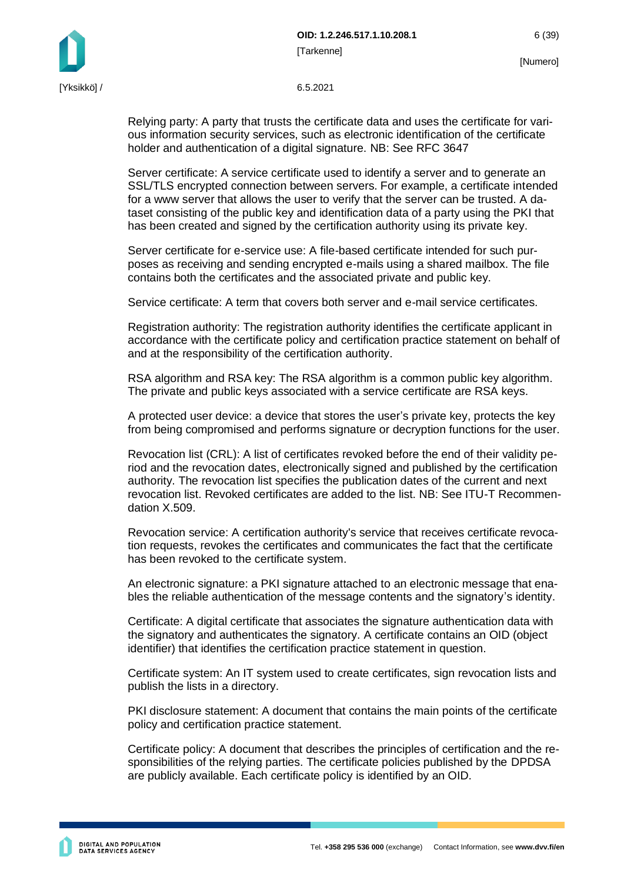Relying party: A party that trusts the certificate data and uses the certificate for various information security services, such as electronic identification of the certificate holder and authentication of a digital signature. NB: See RFC 3647

Server certificate: A service certificate used to identify a server and to generate an SSL/TLS encrypted connection between servers. For example, a certificate intended for a www server that allows the user to verify that the server can be trusted. A dataset consisting of the public key and identification data of a party using the PKI that has been created and signed by the certification authority using its private key.

Server certificate for e-service use: A file-based certificate intended for such purposes as receiving and sending encrypted e-mails using a shared mailbox. The file contains both the certificates and the associated private and public key.

Service certificate: A term that covers both server and e-mail service certificates.

Registration authority: The registration authority identifies the certificate applicant in accordance with the certificate policy and certification practice statement on behalf of and at the responsibility of the certification authority.

RSA algorithm and RSA key: The RSA algorithm is a common public key algorithm. The private and public keys associated with a service certificate are RSA keys.

A protected user device: a device that stores the user's private key, protects the key from being compromised and performs signature or decryption functions for the user.

Revocation list (CRL): A list of certificates revoked before the end of their validity period and the revocation dates, electronically signed and published by the certification authority. The revocation list specifies the publication dates of the current and next revocation list. Revoked certificates are added to the list. NB: See ITU-T Recommendation X.509.

Revocation service: A certification authority's service that receives certificate revocation requests, revokes the certificates and communicates the fact that the certificate has been revoked to the certificate system.

An electronic signature: a PKI signature attached to an electronic message that enables the reliable authentication of the message contents and the signatory's identity.

Certificate: A digital certificate that associates the signature authentication data with the signatory and authenticates the signatory. A certificate contains an OID (object identifier) that identifies the certification practice statement in question.

Certificate system: An IT system used to create certificates, sign revocation lists and publish the lists in a directory.

PKI disclosure statement: A document that contains the main points of the certificate policy and certification practice statement.

Certificate policy: A document that describes the principles of certification and the responsibilities of the relying parties. The certificate policies published by the DPDSA are publicly available. Each certificate policy is identified by an OID.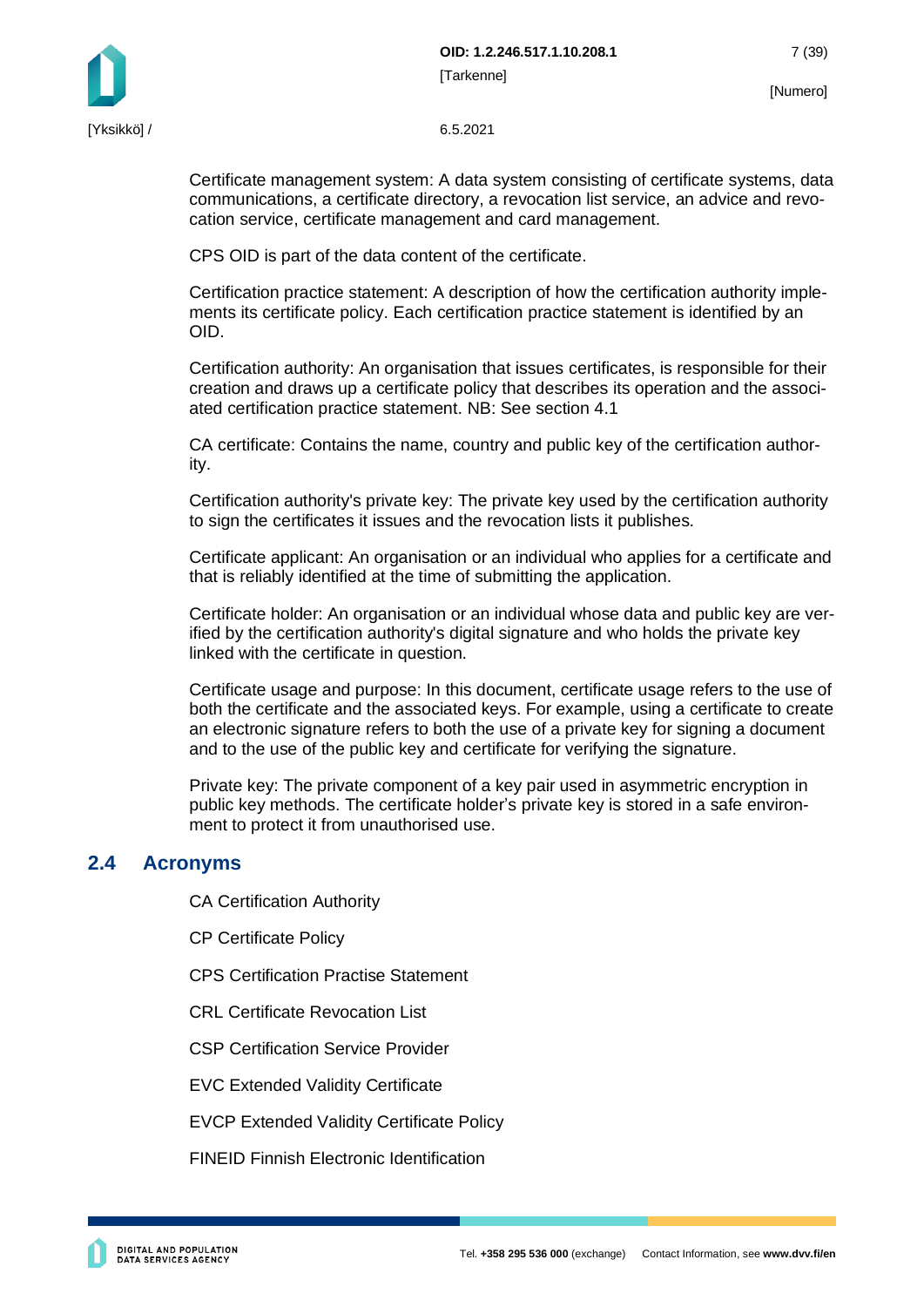Certificate management system: A data system consisting of certificate systems, data communications, a certificate directory, a revocation list service, an advice and revocation service, certificate management and card management.

CPS OID is part of the data content of the certificate.

Certification practice statement: A description of how the certification authority implements its certificate policy. Each certification practice statement is identified by an OID.

Certification authority: An organisation that issues certificates, is responsible for their creation and draws up a certificate policy that describes its operation and the associated certification practice statement. NB: See section 4.1

CA certificate: Contains the name, country and public key of the certification authority.

Certification authority's private key: The private key used by the certification authority to sign the certificates it issues and the revocation lists it publishes.

Certificate applicant: An organisation or an individual who applies for a certificate and that is reliably identified at the time of submitting the application.

Certificate holder: An organisation or an individual whose data and public key are verified by the certification authority's digital signature and who holds the private key linked with the certificate in question.

Certificate usage and purpose: In this document, certificate usage refers to the use of both the certificate and the associated keys. For example, using a certificate to create an electronic signature refers to both the use of a private key for signing a document and to the use of the public key and certificate for verifying the signature.

Private key: The private component of a key pair used in asymmetric encryption in public key methods. The certificate holder’s private key is stored in a safe environment to protect it from unauthorised use.

## 2.4 Acronyms

CA Certification Authority

CP Certificate Policy

CPS Certification Practise Statement

CRL Certificate Revocation List

CSP Certification Service Provider

EVC Extended Validity Certificate

EVCP Extended Validity Certificate Policy

FINEID Finnish Electronic Identification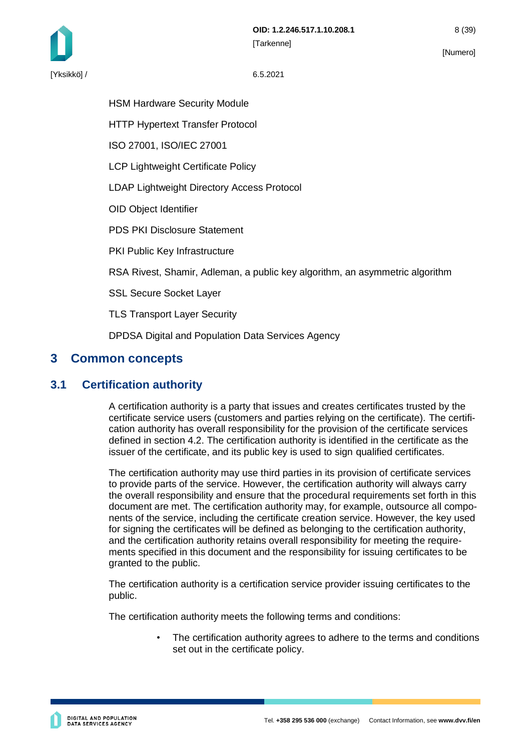HSM Hardware Security Module

HTTP Hypertext Transfer Protocol

ISO 27001, ISO/IEC 27001

LCP Lightweight Certificate Policy

LDAP Lightweight Directory Access Protocol

OID Object Identifier

PDS PKI Disclosure Statement

PKI Public Key Infrastructure

RSA Rivest, Shamir, Adleman, a public key algorithm, an asymmetric algorithm

SSL Secure Socket Layer

TLS Transport Layer Security

DPDSA Digital and Population Data Services Agency

# 3 Common concepts

## 3.1 Certification authority

A certification authority is a party that issues and creates certificates trusted by the certificate service users (customers and parties relying on the certificate). The certification authority has overall responsibility for the provision of the certificate services defined in section 4.2. The certification authority is identified in the certificate as the issuer of the certificate, and its public key is used to sign qualified certificates.

The certification authority may use third parties in its provision of certificate services to provide parts of the service. However, the certification authority will always carry the overall responsibility and ensure that the procedural requirements set forth in this document are met. The certification authority may, for example, outsource all components of the service, including the certificate creation service. However, the key used for signing the certificates will be defined as belonging to the certification authority, and the certification authority retains overall responsibility for meeting the requirements specified in this document and the responsibility for issuing certificates to be granted to the public.

The certification authority is a certification service provider issuing certificates to the public.

The certification authority meets the following terms and conditions:

- The certification authority agrees to adhere to the terms and conditions set out in the certificate policy.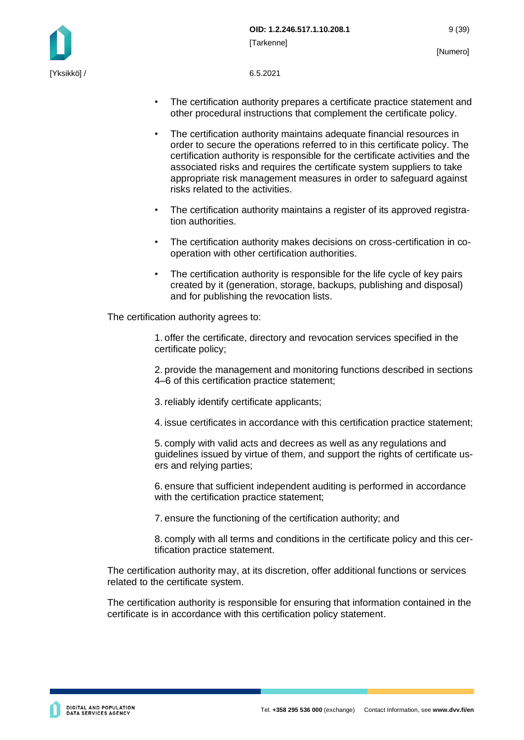- The certification authority prepares a certificate practice statement and other procedural instructions that complement the certificate policy.
- The certification authority maintains adequate financial resources in order to secure the operations referred to in this certificate policy. The certification authority is responsible for the certificate activities and the associated risks and requires the certificate system suppliers to take appropriate risk management measures in order to safeguard against risks related to the activities.
- The certification authority maintains a register of its approved registration authorities.
- The certification authority makes decisions on cross-certification in co-operation with other certification authorities.
- The certification authority is responsible for the life cycle of key pairs created by it (generation, storage, backups, publishing and disposal) and for publishing the revocation lists.

The certification authority agrees to:

1. offer the certificate, directory and revocation services specified in the certificate policy;

2. provide the management and monitoring functions described in sections 4–6 of this certification practice statement;

3. reliably identify certificate applicants;

4. issue certificates in accordance with this certification practice statement;

5. comply with valid acts and decrees as well as any regulations and guidelines issued by virtue of them, and support the rights of certificate users and relying parties;

6. ensure that sufficient independent auditing is performed in accordance with the certification practice statement;

7. ensure the functioning of the certification authority; and

8. comply with all terms and conditions in the certificate policy and this certification practice statement.

The certification authority may, at its discretion, offer additional functions or services related to the certificate system.

The certification authority is responsible for ensuring that information contained in the certificate is in accordance with this certification policy statement.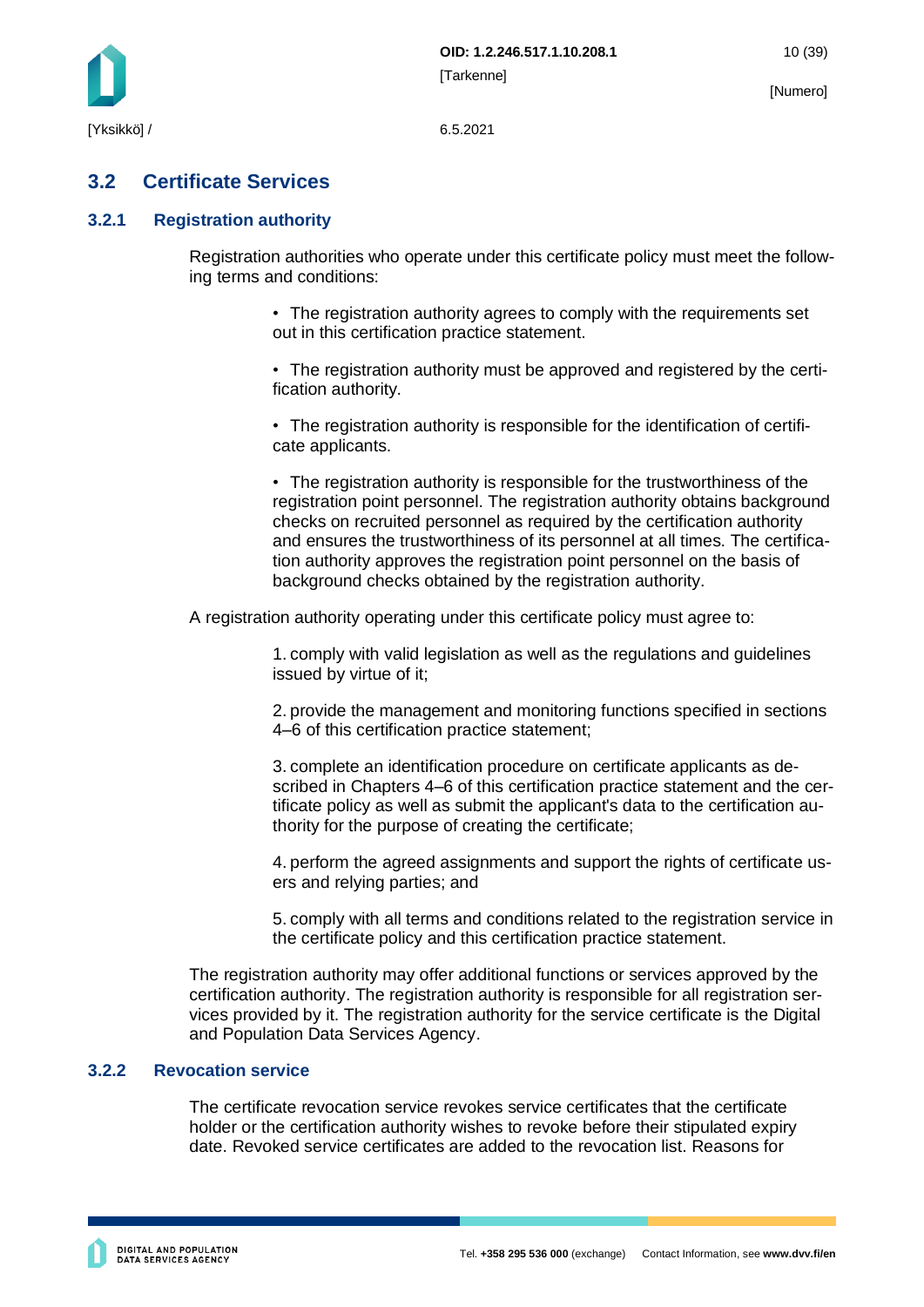## 3.2 Certificate Services

### 3.2.1 Registration authority

Registration authorities who operate under this certificate policy must meet the following terms and conditions:

- The registration authority agrees to comply with the requirements set out in this certification practice statement.
- The registration authority must be approved and registered by the certification authority.
- The registration authority is responsible for the identification of certificate applicants.
- The registration authority is responsible for the trustworthiness of the registration point personnel. The registration authority obtains background checks on recruited personnel as required by the certification authority and ensures the trustworthiness of its personnel at all times. The certification authority approves the registration point personnel on the basis of background checks obtained by the registration authority.

A registration authority operating under this certificate policy must agree to:

1. comply with valid legislation as well as the regulations and guidelines issued by virtue of it;
2. provide the management and monitoring functions specified in sections 4–6 of this certification practice statement;
3. complete an identification procedure on certificate applicants as described in Chapters 4–6 of this certification practice statement and the certificate policy as well as submit the applicant's data to the certification authority for the purpose of creating the certificate;
4. perform the agreed assignments and support the rights of certificate users and relying parties; and
5. comply with all terms and conditions related to the registration service in the certificate policy and this certification practice statement.

The registration authority may offer additional functions or services approved by the certification authority. The registration authority is responsible for all registration services provided by it. The registration authority for the service certificate is the Digital and Population Data Services Agency.

### 3.2.2 Revocation service

The certificate revocation service revokes service certificates that the certificate holder or the certification authority wishes to revoke before their stipulated expiry date. Revoked service certificates are added to the revocation list. Reasons for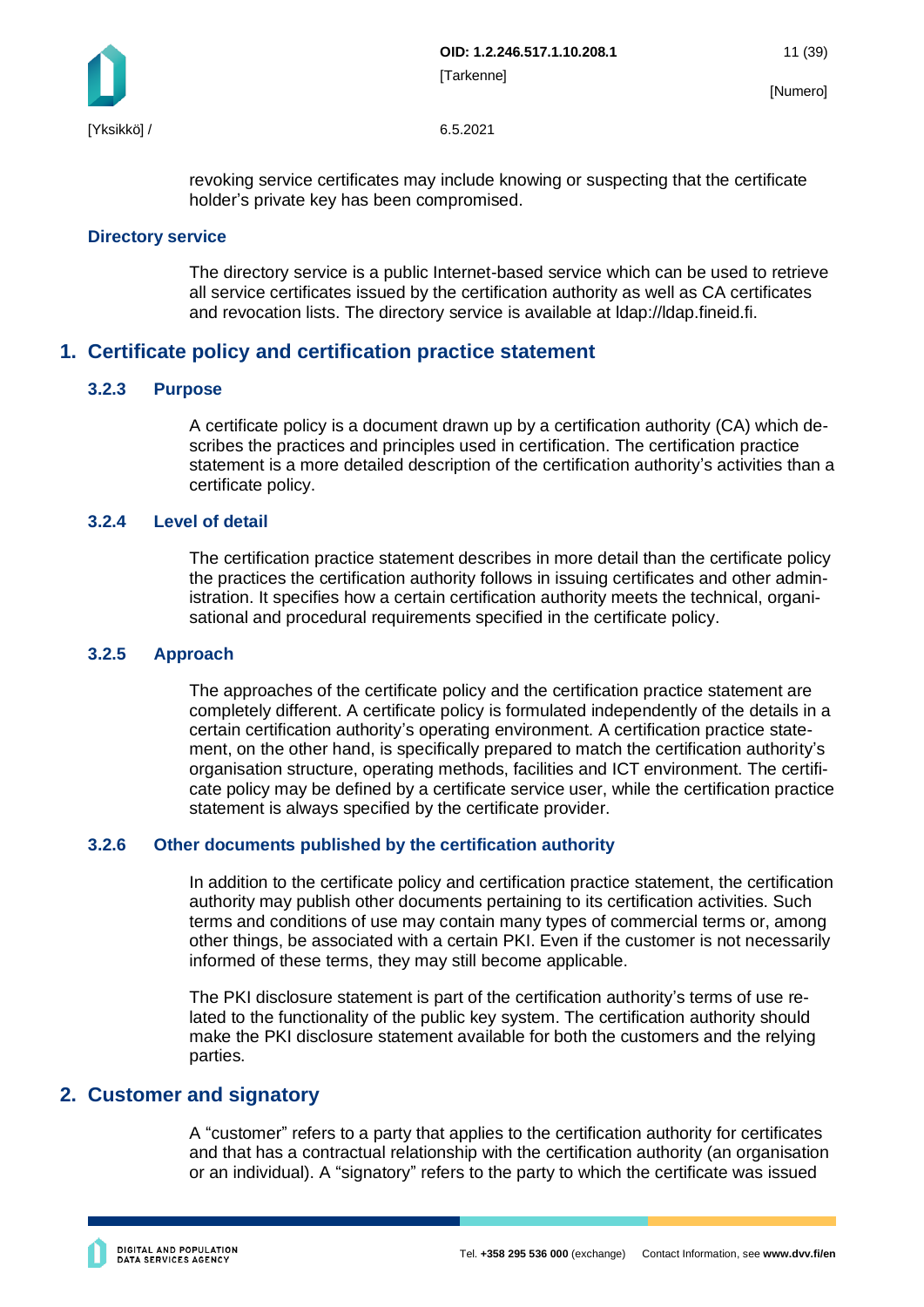revoking service certificates may include knowing or suspecting that the certificate holder's private key has been compromised.

**Directory service**

The directory service is a public Internet-based service which can be used to retrieve all service certificates issued by the certification authority as well as CA certificates and revocation lists. The directory service is available at ldap://ldap.fineid.fi.

# 1. Certificate policy and certification practice statement

### 3.2.3 Purpose

A certificate policy is a document drawn up by a certification authority (CA) which describes the practices and principles used in certification. The certification practice statement is a more detailed description of the certification authority's activities than a certificate policy.

### 3.2.4 Level of detail

The certification practice statement describes in more detail than the certificate policy the practices the certification authority follows in issuing certificates and other administration. It specifies how a certain certification authority meets the technical, organisational and procedural requirements specified in the certificate policy.

### 3.2.5 Approach

The approaches of the certificate policy and the certification practice statement are completely different. A certificate policy is formulated independently of the details in a certain certification authority's operating environment. A certification practice statement, on the other hand, is specifically prepared to match the certification authority's organisation structure, operating methods, facilities and ICT environment. The certificate policy may be defined by a certificate service user, while the certification practice statement is always specified by the certificate provider.

### 3.2.6 Other documents published by the certification authority

In addition to the certificate policy and certification practice statement, the certification authority may publish other documents pertaining to its certification activities. Such terms and conditions of use may contain many types of commercial terms or, among other things, be associated with a certain PKI. Even if the customer is not necessarily informed of these terms, they may still become applicable.

The PKI disclosure statement is part of the certification authority's terms of use related to the functionality of the public key system. The certification authority should make the PKI disclosure statement available for both the customers and the relying parties.

# 2. Customer and signatory

A "customer" refers to a party that applies to the certification authority for certificates and that has a contractual relationship with the certification authority (an organisation or an individual). A "signatory" refers to the party to which the certificate was issued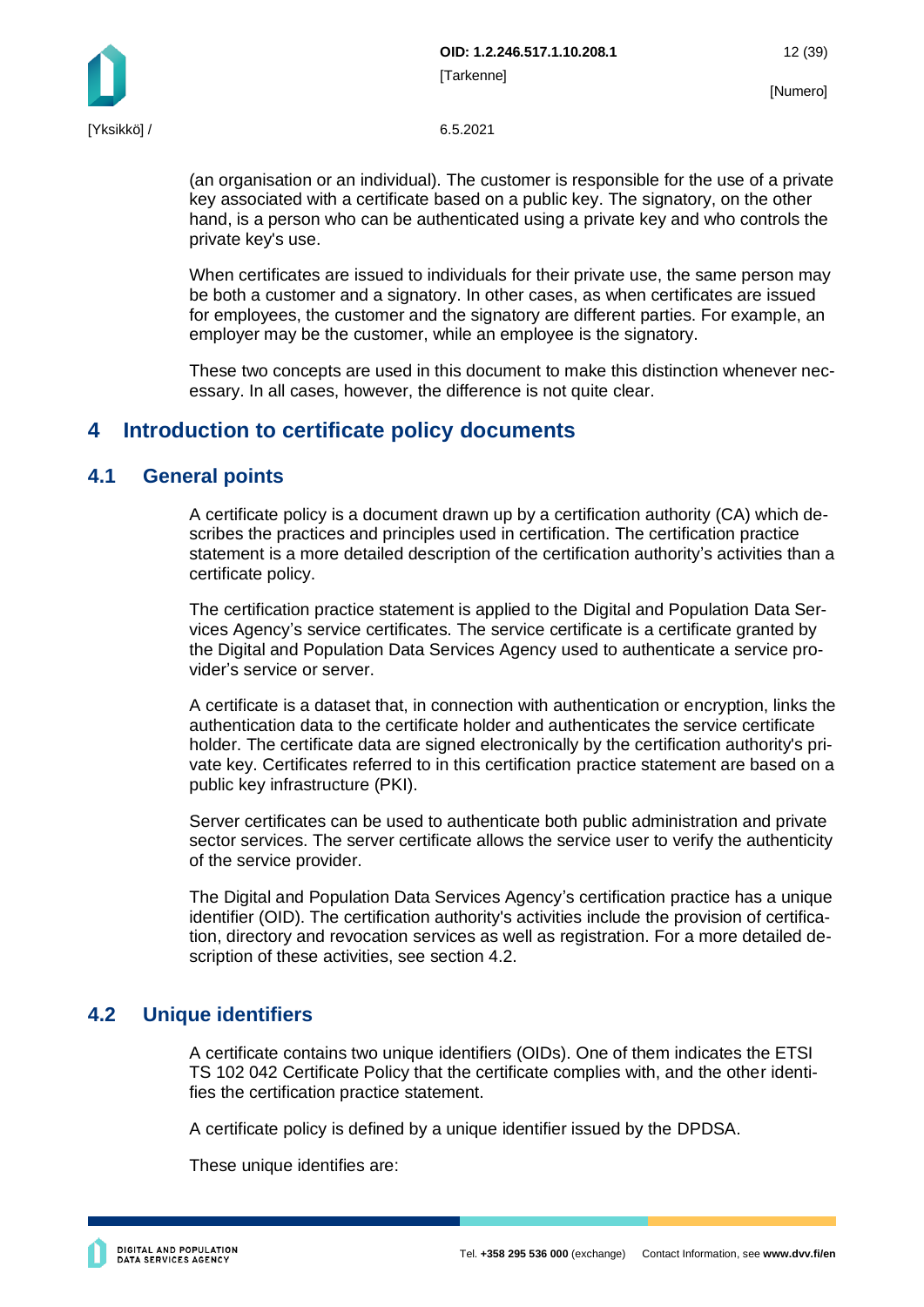(an organisation or an individual). The customer is responsible for the use of a private key associated with a certificate based on a public key. The signatory, on the other hand, is a person who can be authenticated using a private key and who controls the private key's use.

When certificates are issued to individuals for their private use, the same person may be both a customer and a signatory. In other cases, as when certificates are issued for employees, the customer and the signatory are different parties. For example, an employer may be the customer, while an employee is the signatory.

These two concepts are used in this document to make this distinction whenever necessary. In all cases, however, the difference is not quite clear.

# 4 Introduction to certificate policy documents

## 4.1 General points

A certificate policy is a document drawn up by a certification authority (CA) which describes the practices and principles used in certification. The certification practice statement is a more detailed description of the certification authority's activities than a certificate policy.

The certification practice statement is applied to the Digital and Population Data Services Agency's service certificates. The service certificate is a certificate granted by the Digital and Population Data Services Agency used to authenticate a service provider's service or server.

A certificate is a dataset that, in connection with authentication or encryption, links the authentication data to the certificate holder and authenticates the service certificate holder. The certificate data are signed electronically by the certification authority's private key. Certificates referred to in this certification practice statement are based on a public key infrastructure (PKI).

Server certificates can be used to authenticate both public administration and private sector services. The server certificate allows the service user to verify the authenticity of the service provider.

The Digital and Population Data Services Agency's certification practice has a unique identifier (OID). The certification authority's activities include the provision of certification, directory and revocation services as well as registration. For a more detailed description of these activities, see section 4.2.

## 4.2 Unique identifiers

A certificate contains two unique identifiers (OIDs). One of them indicates the ETSI TS 102 042 Certificate Policy that the certificate complies with, and the other identifies the certification practice statement.

A certificate policy is defined by a unique identifier issued by the DPDSA.

These unique identifies are: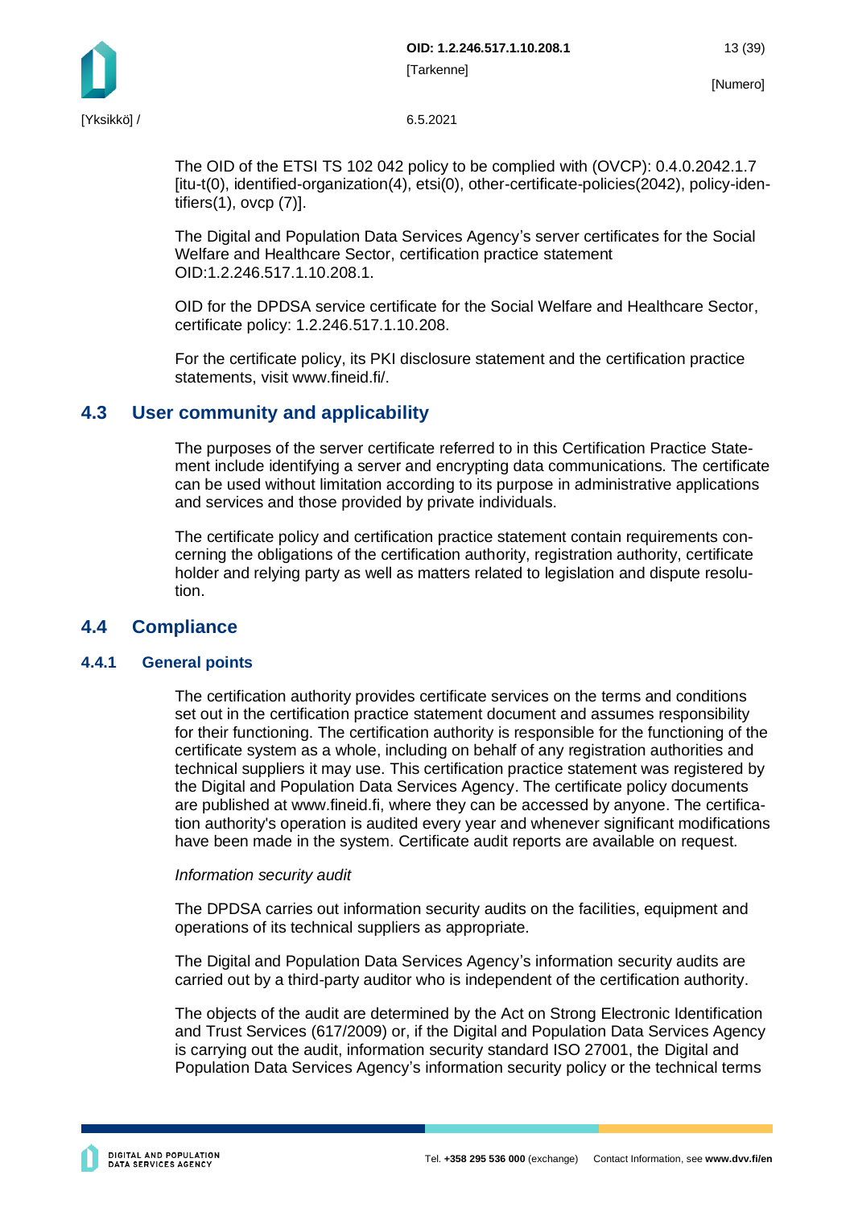The OID of the ETSI TS 102 042 policy to be complied with (OVCP): 0.4.0.2042.1.7 [itu-t(0), identified-organization(4), etsi(0), other-certificate-policies(2042), policy-identifiers(1), ovcp (7)].

The Digital and Population Data Services Agency's server certificates for the Social Welfare and Healthcare Sector, certification practice statement OID:1.2.246.517.1.10.208.1.

OID for the DPDSA service certificate for the Social Welfare and Healthcare Sector, certificate policy: 1.2.246.517.1.10.208.

For the certificate policy, its PKI disclosure statement and the certification practice statements, visit www.fineid.fi/.

## 4.3 User community and applicability

The purposes of the server certificate referred to in this Certification Practice Statement include identifying a server and encrypting data communications. The certificate can be used without limitation according to its purpose in administrative applications and services and those provided by private individuals.

The certificate policy and certification practice statement contain requirements concerning the obligations of the certification authority, registration authority, certificate holder and relying party as well as matters related to legislation and dispute resolution.

## 4.4 Compliance

### 4.4.1 General points

The certification authority provides certificate services on the terms and conditions set out in the certification practice statement document and assumes responsibility for their functioning. The certification authority is responsible for the functioning of the certificate system as a whole, including on behalf of any registration authorities and technical suppliers it may use. This certification practice statement was registered by the Digital and Population Data Services Agency. The certificate policy documents are published at www.fineid.fi, where they can be accessed by anyone. The certification authority's operation is audited every year and whenever significant modifications have been made in the system. Certificate audit reports are available on request.

*Information security audit*

The DPDSA carries out information security audits on the facilities, equipment and operations of its technical suppliers as appropriate.

The Digital and Population Data Services Agency's information security audits are carried out by a third-party auditor who is independent of the certification authority.

The objects of the audit are determined by the Act on Strong Electronic Identification and Trust Services (617/2009) or, if the Digital and Population Data Services Agency is carrying out the audit, information security standard ISO 27001, the Digital and Population Data Services Agency's information security policy or the technical terms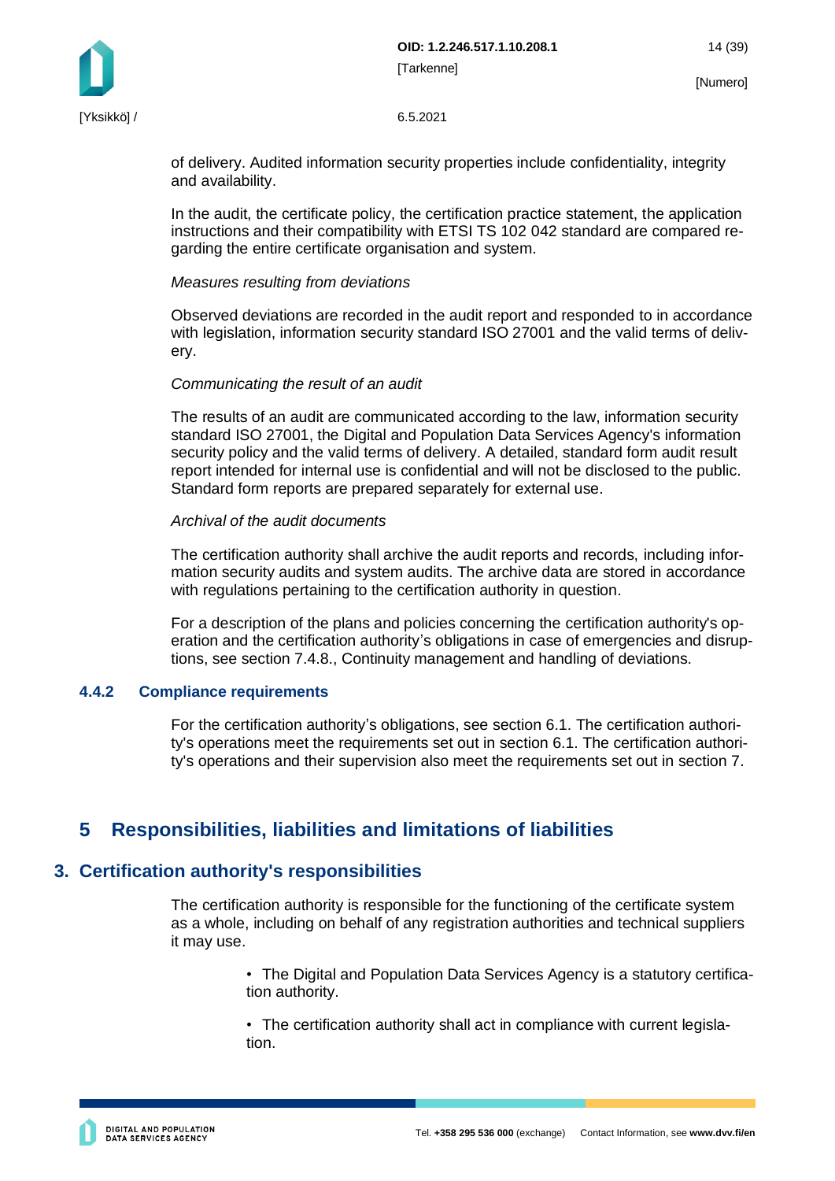of delivery. Audited information security properties include confidentiality, integrity and availability.

In the audit, the certificate policy, the certification practice statement, the application instructions and their compatibility with ETSI TS 102 042 standard are compared regarding the entire certificate organisation and system.

*Measures resulting from deviations*

Observed deviations are recorded in the audit report and responded to in accordance with legislation, information security standard ISO 27001 and the valid terms of delivery.

*Communicating the result of an audit*

The results of an audit are communicated according to the law, information security standard ISO 27001, the Digital and Population Data Services Agency's information security policy and the valid terms of delivery. A detailed, standard form audit result report intended for internal use is confidential and will not be disclosed to the public. Standard form reports are prepared separately for external use.

*Archival of the audit documents*

The certification authority shall archive the audit reports and records, including information security audits and system audits. The archive data are stored in accordance with regulations pertaining to the certification authority in question.

For a description of the plans and policies concerning the certification authority's operation and the certification authority's obligations in case of emergencies and disruptions, see section 7.4.8., Continuity management and handling of deviations.

### 4.4.2 Compliance requirements

For the certification authority's obligations, see section 6.1. The certification authority's operations meet the requirements set out in section 6.1. The certification authority's operations and their supervision also meet the requirements set out in section 7.

# 5 Responsibilities, liabilities and limitations of liabilities

## 3. Certification authority's responsibilities

The certification authority is responsible for the functioning of the certificate system as a whole, including on behalf of any registration authorities and technical suppliers it may use.

- The Digital and Population Data Services Agency is a statutory certification authority.
- The certification authority shall act in compliance with current legislation.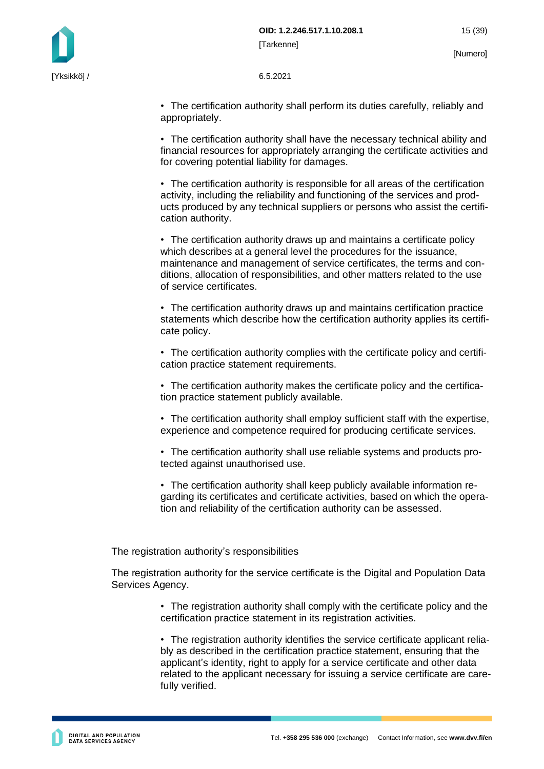- The certification authority shall perform its duties carefully, reliably and appropriately.
- The certification authority shall have the necessary technical ability and financial resources for appropriately arranging the certificate activities and for covering potential liability for damages.
- The certification authority is responsible for all areas of the certification activity, including the reliability and functioning of the services and products produced by any technical suppliers or persons who assist the certification authority.
- The certification authority draws up and maintains a certificate policy which describes at a general level the procedures for the issuance, maintenance and management of service certificates, the terms and conditions, allocation of responsibilities, and other matters related to the use of service certificates.
- The certification authority draws up and maintains certification practice statements which describe how the certification authority applies its certificate policy.
- The certification authority complies with the certificate policy and certification practice statement requirements.
- The certification authority makes the certificate policy and the certification practice statement publicly available.
- The certification authority shall employ sufficient staff with the expertise, experience and competence required for producing certificate services.
- The certification authority shall use reliable systems and products protected against unauthorised use.
- The certification authority shall keep publicly available information regarding its certificates and certificate activities, based on which the operation and reliability of the certification authority can be assessed.

The registration authority's responsibilities

The registration authority for the service certificate is the Digital and Population Data Services Agency.

- The registration authority shall comply with the certificate policy and the certification practice statement in its registration activities.
- The registration authority identifies the service certificate applicant reliably as described in the certification practice statement, ensuring that the applicant's identity, right to apply for a service certificate and other data related to the applicant necessary for issuing a service certificate are carefully verified.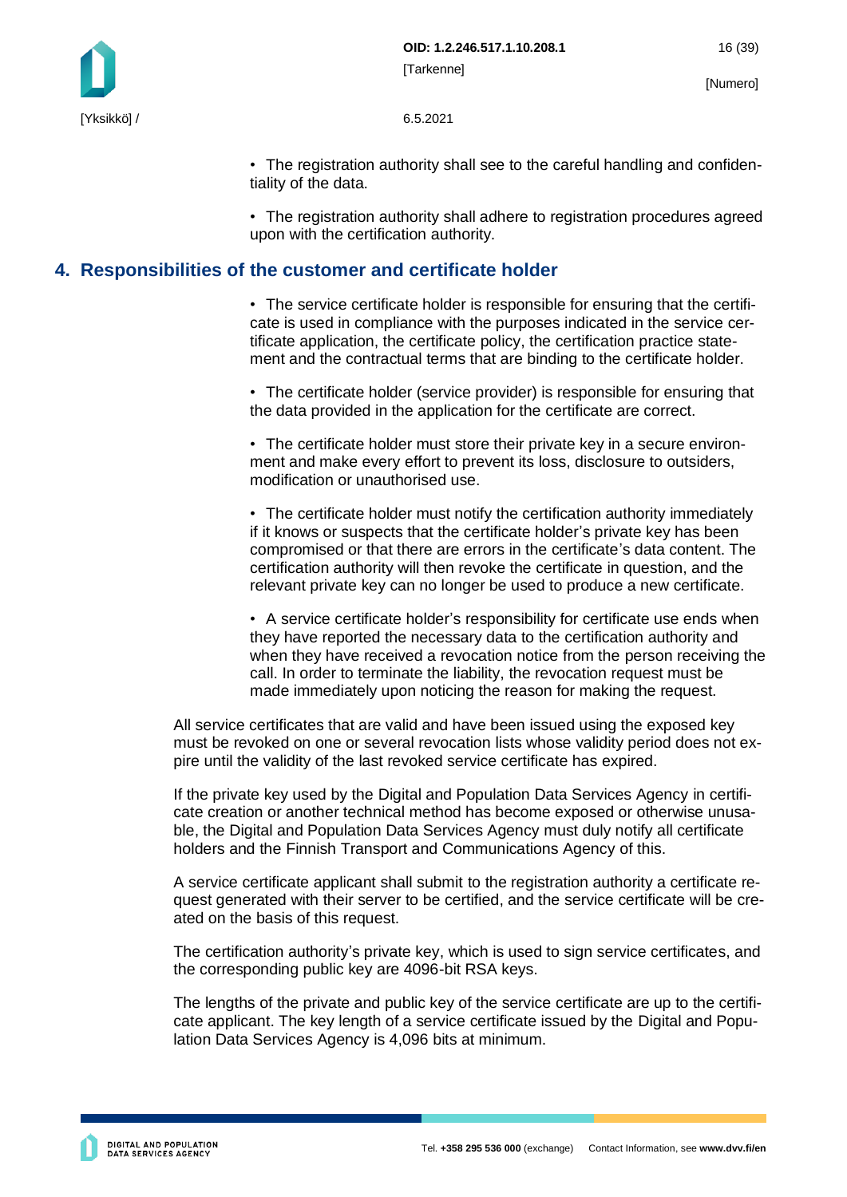- The registration authority shall see to the careful handling and confidentiality of the data.

- The registration authority shall adhere to registration procedures agreed upon with the certification authority.

## 4. Responsibilities of the customer and certificate holder

- The service certificate holder is responsible for ensuring that the certificate is used in compliance with the purposes indicated in the service certificate application, the certificate policy, the certification practice statement and the contractual terms that are binding to the certificate holder.

- The certificate holder (service provider) is responsible for ensuring that the data provided in the application for the certificate are correct.

- The certificate holder must store their private key in a secure environment and make every effort to prevent its loss, disclosure to outsiders, modification or unauthorised use.

- The certificate holder must notify the certification authority immediately if it knows or suspects that the certificate holder's private key has been compromised or that there are errors in the certificate's data content. The certification authority will then revoke the certificate in question, and the relevant private key can no longer be used to produce a new certificate.

- A service certificate holder's responsibility for certificate use ends when they have reported the necessary data to the certification authority and when they have received a revocation notice from the person receiving the call. In order to terminate the liability, the revocation request must be made immediately upon noticing the reason for making the request.

All service certificates that are valid and have been issued using the exposed key must be revoked on one or several revocation lists whose validity period does not expire until the validity of the last revoked service certificate has expired.

If the private key used by the Digital and Population Data Services Agency in certificate creation or another technical method has become exposed or otherwise unusable, the Digital and Population Data Services Agency must duly notify all certificate holders and the Finnish Transport and Communications Agency of this.

A service certificate applicant shall submit to the registration authority a certificate request generated with their server to be certified, and the service certificate will be created on the basis of this request.

The certification authority's private key, which is used to sign service certificates, and the corresponding public key are 4096-bit RSA keys.

The lengths of the private and public key of the service certificate are up to the certificate applicant. The key length of a service certificate issued by the Digital and Population Data Services Agency is 4,096 bits at minimum.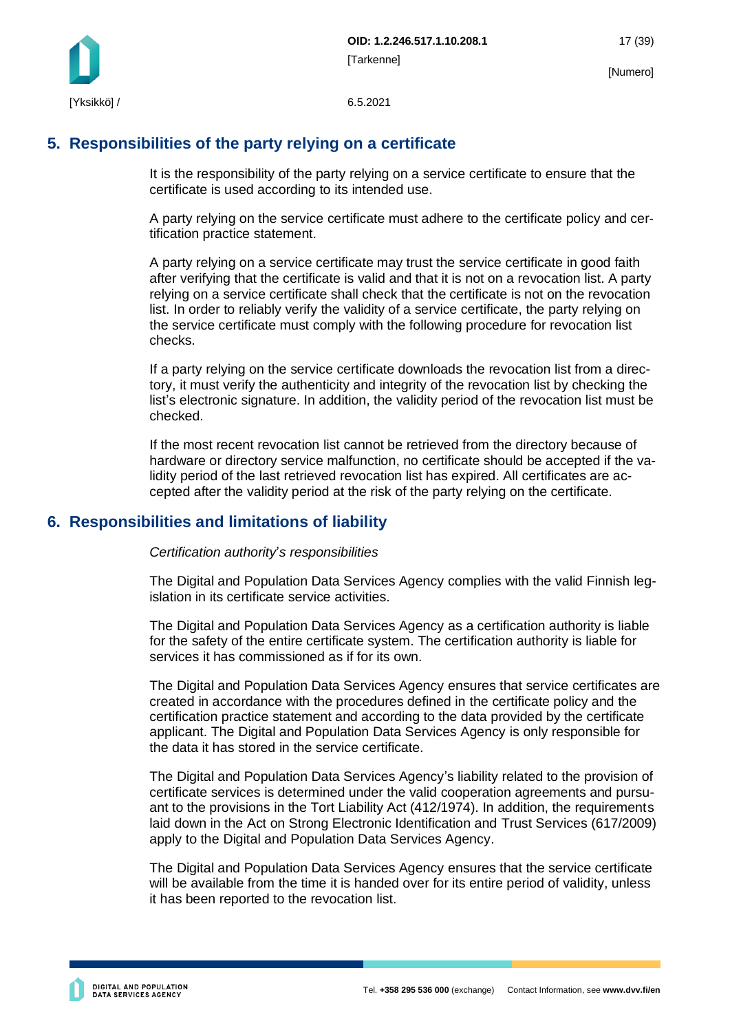## 5. Responsibilities of the party relying on a certificate

It is the responsibility of the party relying on a service certificate to ensure that the certificate is used according to its intended use.

A party relying on the service certificate must adhere to the certificate policy and certification practice statement.

A party relying on a service certificate may trust the service certificate in good faith after verifying that the certificate is valid and that it is not on a revocation list. A party relying on a service certificate shall check that the certificate is not on the revocation list. In order to reliably verify the validity of a service certificate, the party relying on the service certificate must comply with the following procedure for revocation list checks.

If a party relying on the service certificate downloads the revocation list from a directory, it must verify the authenticity and integrity of the revocation list by checking the list's electronic signature. In addition, the validity period of the revocation list must be checked.

If the most recent revocation list cannot be retrieved from the directory because of hardware or directory service malfunction, no certificate should be accepted if the validity period of the last retrieved revocation list has expired. All certificates are accepted after the validity period at the risk of the party relying on the certificate.

## 6. Responsibilities and limitations of liability

*Certification authority's responsibilities*

The Digital and Population Data Services Agency complies with the valid Finnish legislation in its certificate service activities.

The Digital and Population Data Services Agency as a certification authority is liable for the safety of the entire certificate system. The certification authority is liable for services it has commissioned as if for its own.

The Digital and Population Data Services Agency ensures that service certificates are created in accordance with the procedures defined in the certificate policy and the certification practice statement and according to the data provided by the certificate applicant. The Digital and Population Data Services Agency is only responsible for the data it has stored in the service certificate.

The Digital and Population Data Services Agency's liability related to the provision of certificate services is determined under the valid cooperation agreements and pursuant to the provisions in the Tort Liability Act (412/1974). In addition, the requirements laid down in the Act on Strong Electronic Identification and Trust Services (617/2009) apply to the Digital and Population Data Services Agency.

The Digital and Population Data Services Agency ensures that the service certificate will be available from the time it is handed over for its entire period of validity, unless it has been reported to the revocation list.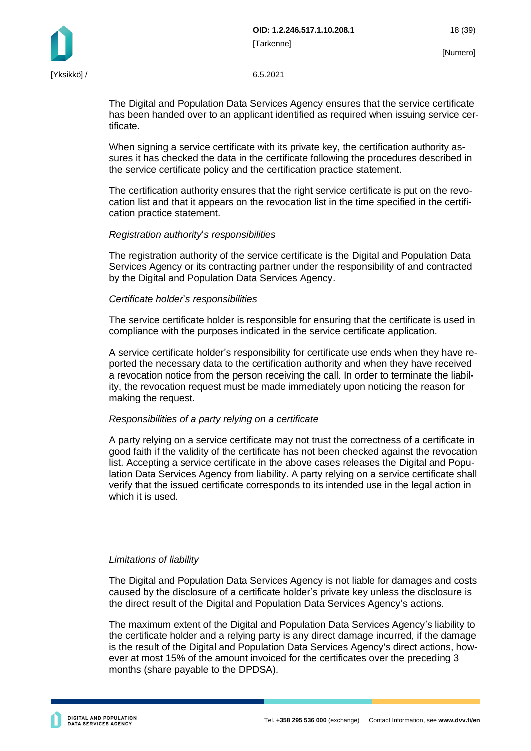The Digital and Population Data Services Agency ensures that the service certificate has been handed over to an applicant identified as required when issuing service certificate.

When signing a service certificate with its private key, the certification authority assures it has checked the data in the certificate following the procedures described in the service certificate policy and the certification practice statement.

The certification authority ensures that the right service certificate is put on the revocation list and that it appears on the revocation list in the time specified in the certification practice statement.

*Registration authority's responsibilities*

The registration authority of the service certificate is the Digital and Population Data Services Agency or its contracting partner under the responsibility of and contracted by the Digital and Population Data Services Agency.

*Certificate holder's responsibilities*

The service certificate holder is responsible for ensuring that the certificate is used in compliance with the purposes indicated in the service certificate application.

A service certificate holder's responsibility for certificate use ends when they have reported the necessary data to the certification authority and when they have received a revocation notice from the person receiving the call. In order to terminate the liability, the revocation request must be made immediately upon noticing the reason for making the request.

*Responsibilities of a party relying on a certificate*

A party relying on a service certificate may not trust the correctness of a certificate in good faith if the validity of the certificate has not been checked against the revocation list. Accepting a service certificate in the above cases releases the Digital and Population Data Services Agency from liability. A party relying on a service certificate shall verify that the issued certificate corresponds to its intended use in the legal action in which it is used.

*Limitations of liability*

The Digital and Population Data Services Agency is not liable for damages and costs caused by the disclosure of a certificate holder's private key unless the disclosure is the direct result of the Digital and Population Data Services Agency's actions.

The maximum extent of the Digital and Population Data Services Agency's liability to the certificate holder and a relying party is any direct damage incurred, if the damage is the result of the Digital and Population Data Services Agency's direct actions, however at most 15% of the amount invoiced for the certificates over the preceding 3 months (share payable to the DPDSA).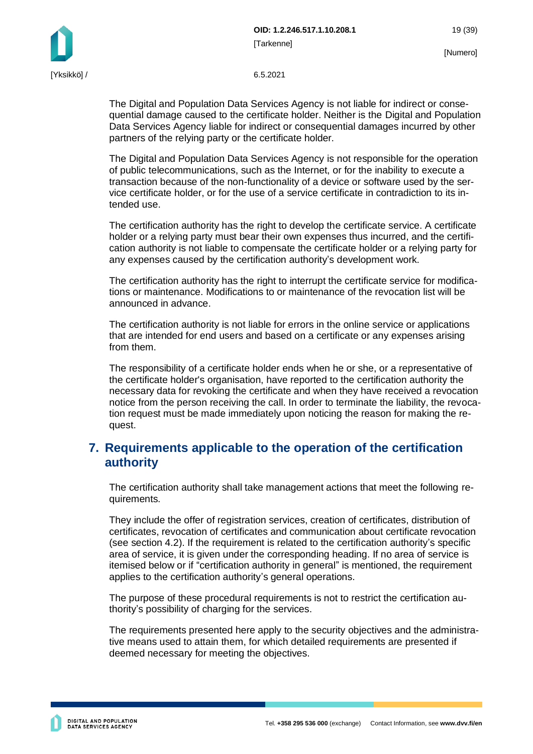The Digital and Population Data Services Agency is not liable for indirect or consequential damage caused to the certificate holder. Neither is the Digital and Population Data Services Agency liable for indirect or consequential damages incurred by other partners of the relying party or the certificate holder.

The Digital and Population Data Services Agency is not responsible for the operation of public telecommunications, such as the Internet, or for the inability to execute a transaction because of the non-functionality of a device or software used by the service certificate holder, or for the use of a service certificate in contradiction to its intended use.

The certification authority has the right to develop the certificate service. A certificate holder or a relying party must bear their own expenses thus incurred, and the certification authority is not liable to compensate the certificate holder or a relying party for any expenses caused by the certification authority's development work.

The certification authority has the right to interrupt the certificate service for modifications or maintenance. Modifications to or maintenance of the revocation list will be announced in advance.

The certification authority is not liable for errors in the online service or applications that are intended for end users and based on a certificate or any expenses arising from them.

The responsibility of a certificate holder ends when he or she, or a representative of the certificate holder's organisation, have reported to the certification authority the necessary data for revoking the certificate and when they have received a revocation notice from the person receiving the call. In order to terminate the liability, the revocation request must be made immediately upon noticing the reason for making the request.

# 7. Requirements applicable to the operation of the certification authority

The certification authority shall take management actions that meet the following requirements.

They include the offer of registration services, creation of certificates, distribution of certificates, revocation of certificates and communication about certificate revocation (see section 4.2). If the requirement is related to the certification authority's specific area of service, it is given under the corresponding heading. If no area of service is itemised below or if "certification authority in general" is mentioned, the requirement applies to the certification authority's general operations.

The purpose of these procedural requirements is not to restrict the certification authority's possibility of charging for the services.

The requirements presented here apply to the security objectives and the administrative means used to attain them, for which detailed requirements are presented if deemed necessary for meeting the objectives.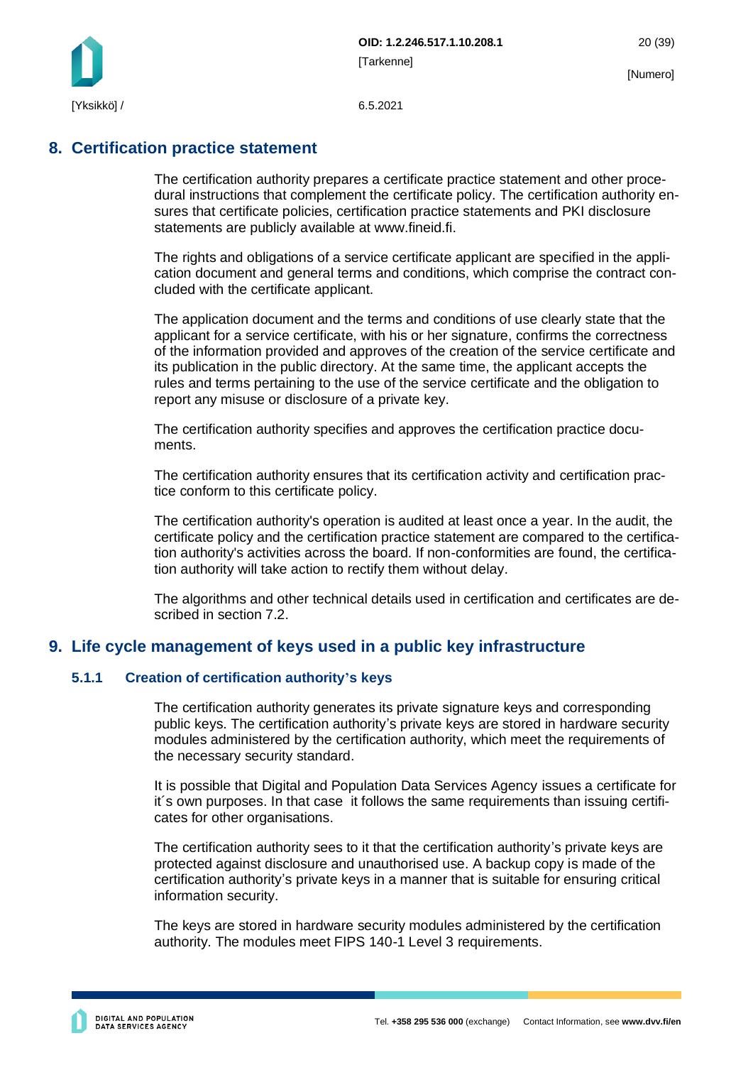## 8. Certification practice statement

The certification authority prepares a certificate practice statement and other procedural instructions that complement the certificate policy. The certification authority ensures that certificate policies, certification practice statements and PKI disclosure statements are publicly available at www.fineid.fi.

The rights and obligations of a service certificate applicant are specified in the application document and general terms and conditions, which comprise the contract concluded with the certificate applicant.

The application document and the terms and conditions of use clearly state that the applicant for a service certificate, with his or her signature, confirms the correctness of the information provided and approves of the creation of the service certificate and its publication in the public directory. At the same time, the applicant accepts the rules and terms pertaining to the use of the service certificate and the obligation to report any misuse or disclosure of a private key.

The certification authority specifies and approves the certification practice documents.

The certification authority ensures that its certification activity and certification practice conform to this certificate policy.

The certification authority's operation is audited at least once a year. In the audit, the certificate policy and the certification practice statement are compared to the certification authority's activities across the board. If non-conformities are found, the certification authority will take action to rectify them without delay.

The algorithms and other technical details used in certification and certificates are described in section 7.2.

## 9. Life cycle management of keys used in a public key infrastructure

### 5.1.1 Creation of certification authority's keys

The certification authority generates its private signature keys and corresponding public keys. The certification authority's private keys are stored in hardware security modules administered by the certification authority, which meet the requirements of the necessary security standard.

It is possible that Digital and Population Data Services Agency issues a certificate for it´s own purposes. In that case it follows the same requirements than issuing certificates for other organisations.

The certification authority sees to it that the certification authority's private keys are protected against disclosure and unauthorised use. A backup copy is made of the certification authority's private keys in a manner that is suitable for ensuring critical information security.

The keys are stored in hardware security modules administered by the certification authority. The modules meet FIPS 140-1 Level 3 requirements.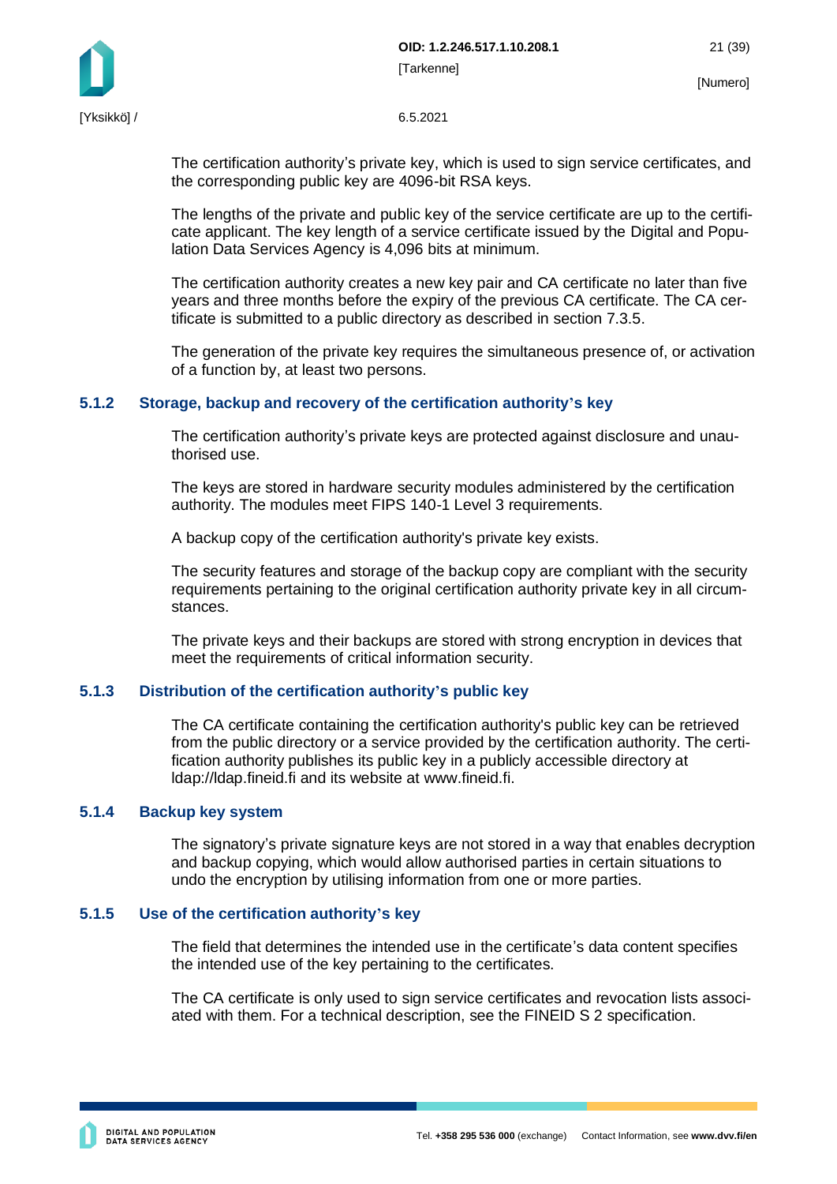The certification authority's private key, which is used to sign service certificates, and the corresponding public key are 4096-bit RSA keys.

The lengths of the private and public key of the service certificate are up to the certificate applicant. The key length of a service certificate issued by the Digital and Population Data Services Agency is 4,096 bits at minimum.

The certification authority creates a new key pair and CA certificate no later than five years and three months before the expiry of the previous CA certificate. The CA certificate is submitted to a public directory as described in section 7.3.5.

The generation of the private key requires the simultaneous presence of, or activation of a function by, at least two persons.

### 5.1.2 Storage, backup and recovery of the certification authority's key

The certification authority's private keys are protected against disclosure and unauthorised use.

The keys are stored in hardware security modules administered by the certification authority. The modules meet FIPS 140-1 Level 3 requirements.

A backup copy of the certification authority's private key exists.

The security features and storage of the backup copy are compliant with the security requirements pertaining to the original certification authority private key in all circumstances.

The private keys and their backups are stored with strong encryption in devices that meet the requirements of critical information security.

### 5.1.3 Distribution of the certification authority's public key

The CA certificate containing the certification authority's public key can be retrieved from the public directory or a service provided by the certification authority. The certification authority publishes its public key in a publicly accessible directory at ldap://ldap.fineid.fi and its website at www.fineid.fi.

### 5.1.4 Backup key system

The signatory's private signature keys are not stored in a way that enables decryption and backup copying, which would allow authorised parties in certain situations to undo the encryption by utilising information from one or more parties.

### 5.1.5 Use of the certification authority's key

The field that determines the intended use in the certificate's data content specifies the intended use of the key pertaining to the certificates.

The CA certificate is only used to sign service certificates and revocation lists associated with them. For a technical description, see the FINEID S 2 specification.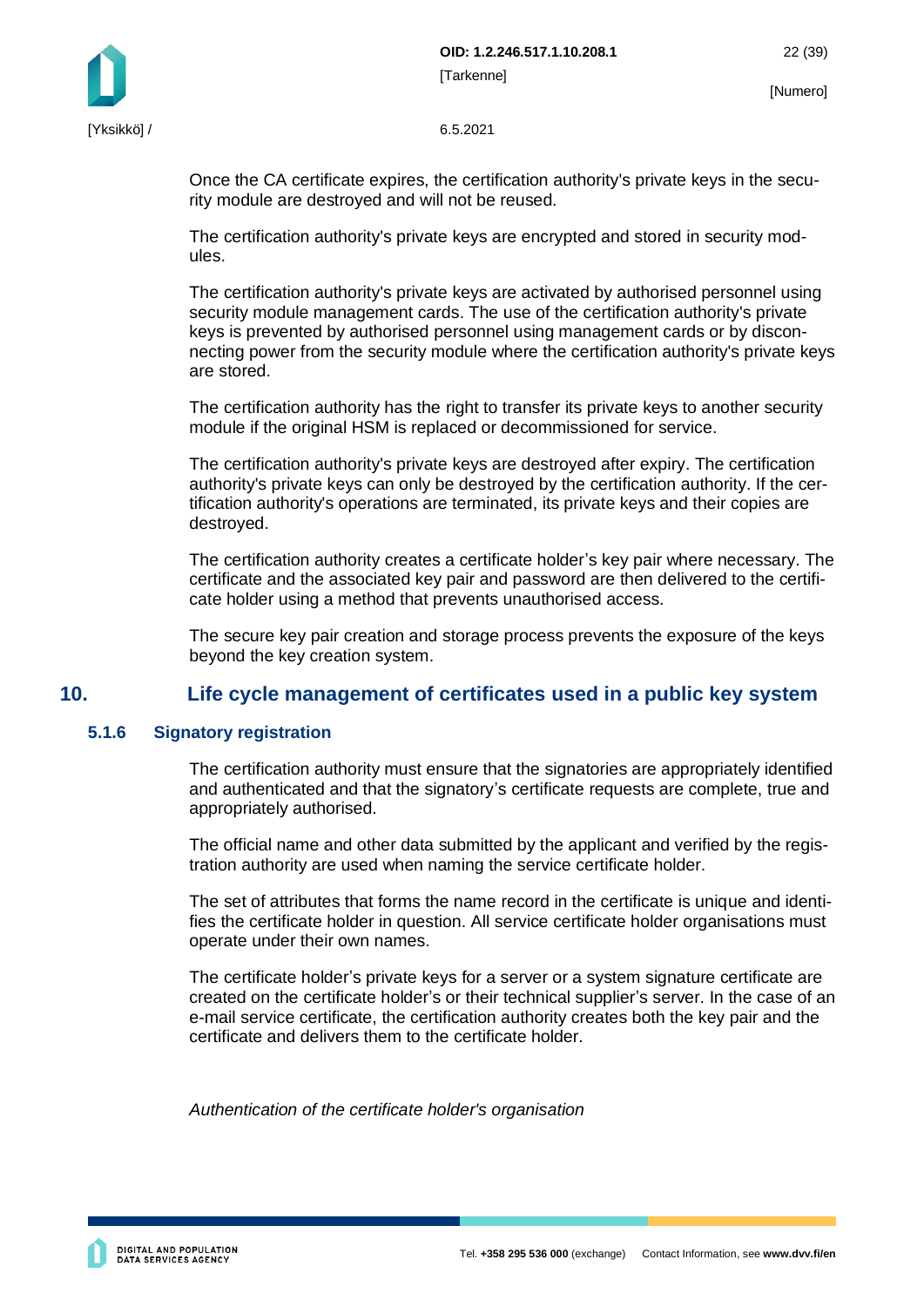Once the CA certificate expires, the certification authority's private keys in the security module are destroyed and will not be reused.

The certification authority's private keys are encrypted and stored in security modules.

The certification authority's private keys are activated by authorised personnel using security module management cards. The use of the certification authority's private keys is prevented by authorised personnel using management cards or by disconnecting power from the security module where the certification authority's private keys are stored.

The certification authority has the right to transfer its private keys to another security module if the original HSM is replaced or decommissioned for service.

The certification authority's private keys are destroyed after expiry. The certification authority's private keys can only be destroyed by the certification authority. If the certification authority's operations are terminated, its private keys and their copies are destroyed.

The certification authority creates a certificate holder's key pair where necessary. The certificate and the associated key pair and password are then delivered to the certificate holder using a method that prevents unauthorised access.

The secure key pair creation and storage process prevents the exposure of the keys beyond the key creation system.

# 10. Life cycle management of certificates used in a public key system

### 5.1.6 Signatory registration

The certification authority must ensure that the signatories are appropriately identified and authenticated and that the signatory's certificate requests are complete, true and appropriately authorised.

The official name and other data submitted by the applicant and verified by the registration authority are used when naming the service certificate holder.

The set of attributes that forms the name record in the certificate is unique and identifies the certificate holder in question. All service certificate holder organisations must operate under their own names.

The certificate holder's private keys for a server or a system signature certificate are created on the certificate holder's or their technical supplier's server. In the case of an e-mail service certificate, the certification authority creates both the key pair and the certificate and delivers them to the certificate holder.

*Authentication of the certificate holder's organisation*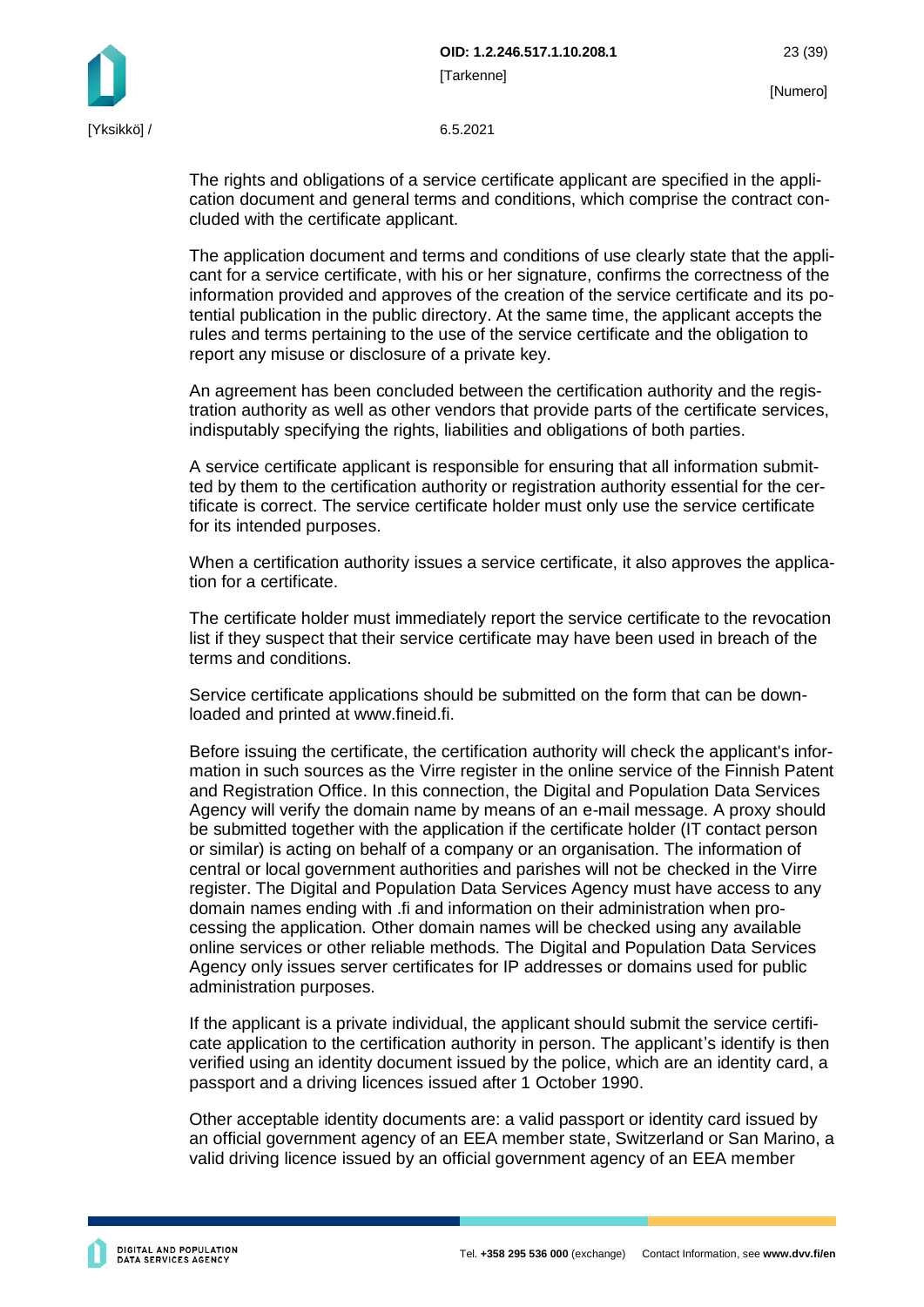The rights and obligations of a service certificate applicant are specified in the application document and general terms and conditions, which comprise the contract concluded with the certificate applicant.

The application document and terms and conditions of use clearly state that the applicant for a service certificate, with his or her signature, confirms the correctness of the information provided and approves of the creation of the service certificate and its potential publication in the public directory. At the same time, the applicant accepts the rules and terms pertaining to the use of the service certificate and the obligation to report any misuse or disclosure of a private key.

An agreement has been concluded between the certification authority and the registration authority as well as other vendors that provide parts of the certificate services, indisputably specifying the rights, liabilities and obligations of both parties.

A service certificate applicant is responsible for ensuring that all information submitted by them to the certification authority or registration authority essential for the certificate is correct. The service certificate holder must only use the service certificate for its intended purposes.

When a certification authority issues a service certificate, it also approves the application for a certificate.

The certificate holder must immediately report the service certificate to the revocation list if they suspect that their service certificate may have been used in breach of the terms and conditions.

Service certificate applications should be submitted on the form that can be downloaded and printed at www.fineid.fi.

Before issuing the certificate, the certification authority will check the applicant's information in such sources as the Virre register in the online service of the Finnish Patent and Registration Office. In this connection, the Digital and Population Data Services Agency will verify the domain name by means of an e-mail message. A proxy should be submitted together with the application if the certificate holder (IT contact person or similar) is acting on behalf of a company or an organisation. The information of central or local government authorities and parishes will not be checked in the Virre register. The Digital and Population Data Services Agency must have access to any domain names ending with .fi and information on their administration when processing the application. Other domain names will be checked using any available online services or other reliable methods. The Digital and Population Data Services Agency only issues server certificates for IP addresses or domains used for public administration purposes.

If the applicant is a private individual, the applicant should submit the service certificate application to the certification authority in person. The applicant's identify is then verified using an identity document issued by the police, which are an identity card, a passport and a driving licences issued after 1 October 1990.

Other acceptable identity documents are: a valid passport or identity card issued by an official government agency of an EEA member state, Switzerland or San Marino, a valid driving licence issued by an official government agency of an EEA member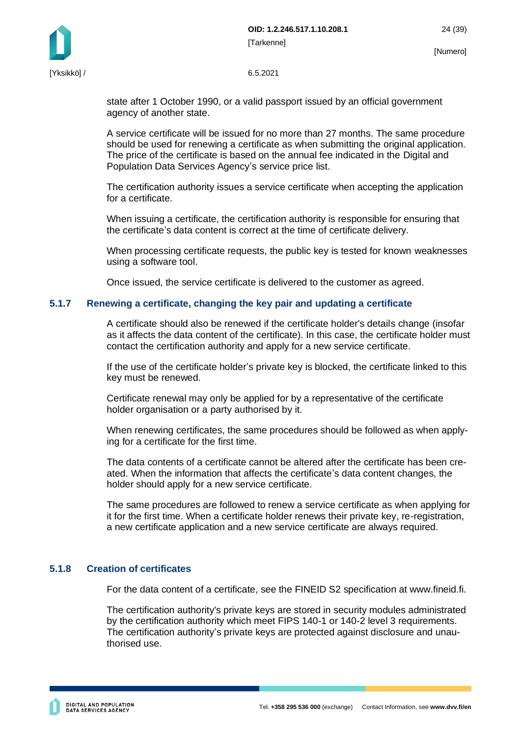state after 1 October 1990, or a valid passport issued by an official government agency of another state.

A service certificate will be issued for no more than 27 months. The same procedure should be used for renewing a certificate as when submitting the original application. The price of the certificate is based on the annual fee indicated in the Digital and Population Data Services Agency's service price list.

The certification authority issues a service certificate when accepting the application for a certificate.

When issuing a certificate, the certification authority is responsible for ensuring that the certificate's data content is correct at the time of certificate delivery.

When processing certificate requests, the public key is tested for known weaknesses using a software tool.

Once issued, the service certificate is delivered to the customer as agreed.

### 5.1.7 Renewing a certificate, changing the key pair and updating a certificate

A certificate should also be renewed if the certificate holder's details change (insofar as it affects the data content of the certificate). In this case, the certificate holder must contact the certification authority and apply for a new service certificate.

If the use of the certificate holder's private key is blocked, the certificate linked to this key must be renewed.

Certificate renewal may only be applied for by a representative of the certificate holder organisation or a party authorised by it.

When renewing certificates, the same procedures should be followed as when applying for a certificate for the first time.

The data contents of a certificate cannot be altered after the certificate has been created. When the information that affects the certificate's data content changes, the holder should apply for a new service certificate.

The same procedures are followed to renew a service certificate as when applying for it for the first time. When a certificate holder renews their private key, re-registration, a new certificate application and a new service certificate are always required.

### 5.1.8 Creation of certificates

For the data content of a certificate, see the FINEID S2 specification at www.fineid.fi.

The certification authority's private keys are stored in security modules administrated by the certification authority which meet FIPS 140-1 or 140-2 level 3 requirements. The certification authority's private keys are protected against disclosure and unauthorised use.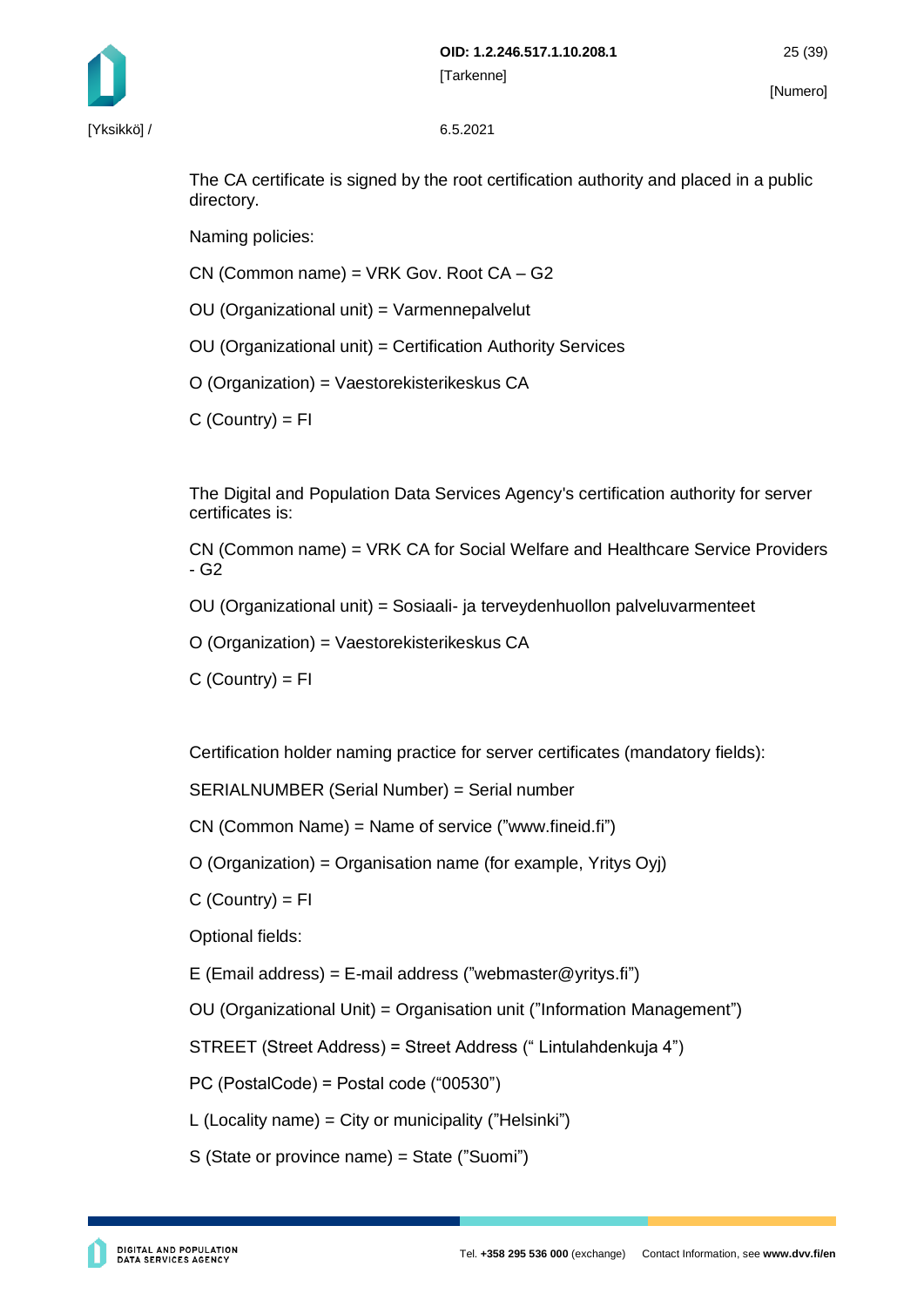The CA certificate is signed by the root certification authority and placed in a public directory.

Naming policies:

CN (Common name) = VRK Gov. Root CA – G2

OU (Organizational unit) = Varmennepalvelut

OU (Organizational unit) = Certification Authority Services

O (Organization) = Vaestorekisterikeskus CA

C (Country) = FI

The Digital and Population Data Services Agency's certification authority for server certificates is:

CN (Common name) = VRK CA for Social Welfare and Healthcare Service Providers - G2

OU (Organizational unit) = Sosiaali- ja terveydenhuollon palveluvarmenteet

O (Organization) = Vaestorekisterikeskus CA

C (Country) = FI

Certification holder naming practice for server certificates (mandatory fields):

SERIALNUMBER (Serial Number) = Serial number

CN (Common Name) = Name of service (”www.fineid.fi”)

O (Organization) = Organisation name (for example, Yritys Oyj)

C (Country) = FI

Optional fields:

E (Email address) = E-mail address (”webmaster@yritys.fi”)

OU (Organizational Unit) = Organisation unit (”Information Management”)

STREET (Street Address) = Street Address (“ Lintulahdenkuja 4”)

PC (PostalCode) = Postal code (“00530”)

L (Locality name) = City or municipality (”Helsinki”)

S (State or province name) = State (”Suomi”)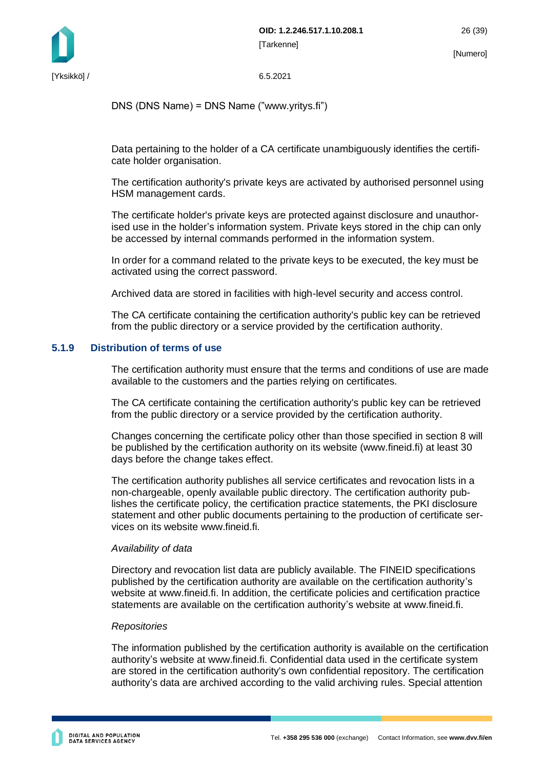DNS (DNS Name) = DNS Name (”www.yritys.fi”)

Data pertaining to the holder of a CA certificate unambiguously identifies the certificate holder organisation.

The certification authority's private keys are activated by authorised personnel using HSM management cards.

The certificate holder's private keys are protected against disclosure and unauthorised use in the holder’s information system. Private keys stored in the chip can only be accessed by internal commands performed in the information system.

In order for a command related to the private keys to be executed, the key must be activated using the correct password.

Archived data are stored in facilities with high-level security and access control.

The CA certificate containing the certification authority's public key can be retrieved from the public directory or a service provided by the certification authority.

### 5.1.9 Distribution of terms of use

The certification authority must ensure that the terms and conditions of use are made available to the customers and the parties relying on certificates.

The CA certificate containing the certification authority's public key can be retrieved from the public directory or a service provided by the certification authority.

Changes concerning the certificate policy other than those specified in section 8 will be published by the certification authority on its website (www.fineid.fi) at least 30 days before the change takes effect.

The certification authority publishes all service certificates and revocation lists in a non-chargeable, openly available public directory. The certification authority publishes the certificate policy, the certification practice statements, the PKI disclosure statement and other public documents pertaining to the production of certificate services on its website www.fineid.fi.

*Availability of data*

Directory and revocation list data are publicly available. The FINEID specifications published by the certification authority are available on the certification authority’s website at www.fineid.fi. In addition, the certificate policies and certification practice statements are available on the certification authority’s website at www.fineid.fi.

*Repositories*

The information published by the certification authority is available on the certification authority’s website at www.fineid.fi. Confidential data used in the certificate system are stored in the certification authority's own confidential repository. The certification authority’s data are archived according to the valid archiving rules. Special attention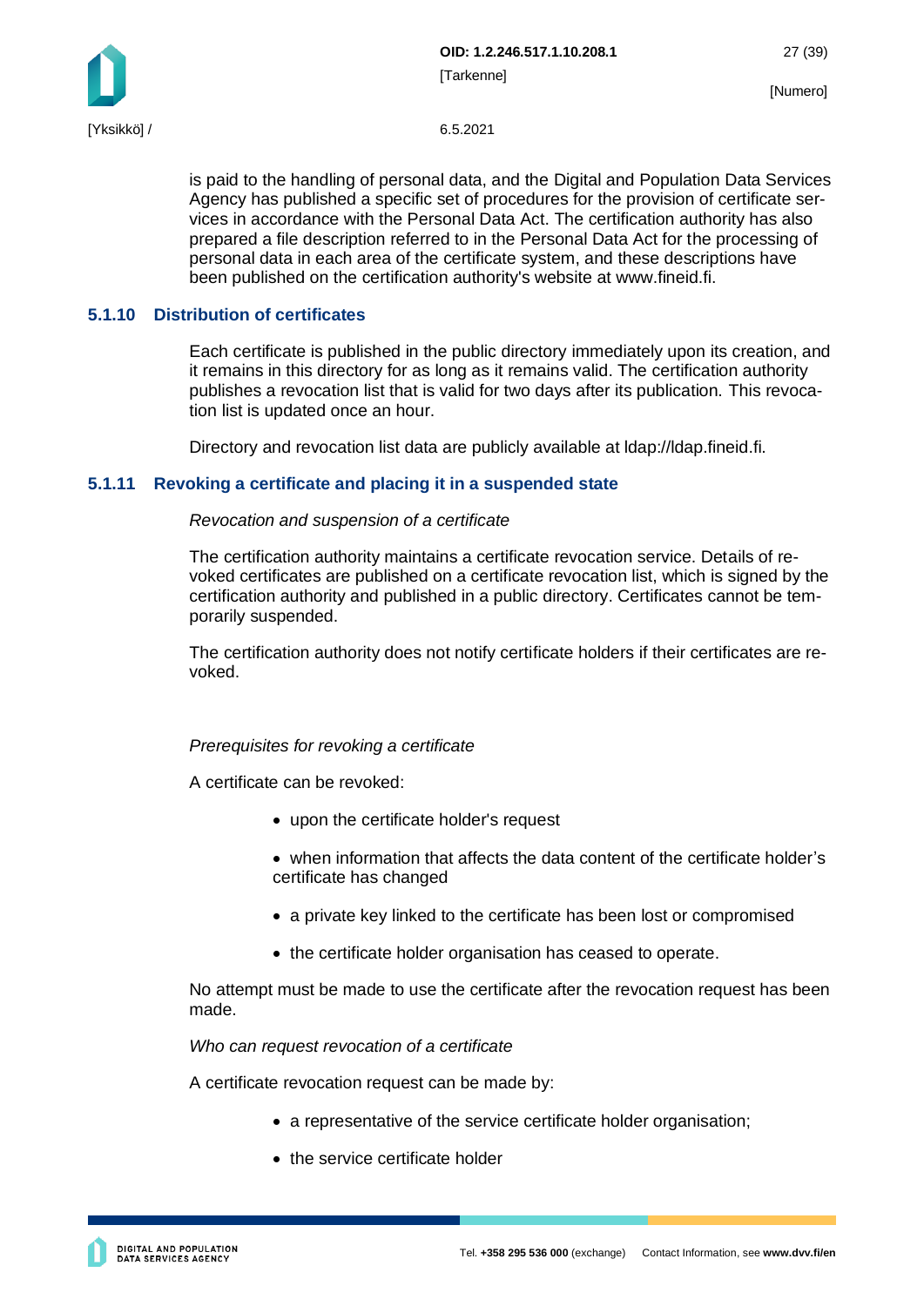is paid to the handling of personal data, and the Digital and Population Data Services Agency has published a specific set of procedures for the provision of certificate services in accordance with the Personal Data Act. The certification authority has also prepared a file description referred to in the Personal Data Act for the processing of personal data in each area of the certificate system, and these descriptions have been published on the certification authority's website at www.fineid.fi.

### 5.1.10 Distribution of certificates

Each certificate is published in the public directory immediately upon its creation, and it remains in this directory for as long as it remains valid. The certification authority publishes a revocation list that is valid for two days after its publication. This revocation list is updated once an hour.

Directory and revocation list data are publicly available at ldap://ldap.fineid.fi.

### 5.1.11 Revoking a certificate and placing it in a suspended state

*Revocation and suspension of a certificate*

The certification authority maintains a certificate revocation service. Details of revoked certificates are published on a certificate revocation list, which is signed by the certification authority and published in a public directory. Certificates cannot be temporarily suspended.

The certification authority does not notify certificate holders if their certificates are revoked.

*Prerequisites for revoking a certificate*

A certificate can be revoked:

- upon the certificate holder's request
- when information that affects the data content of the certificate holder's certificate has changed
- a private key linked to the certificate has been lost or compromised
- the certificate holder organisation has ceased to operate.

No attempt must be made to use the certificate after the revocation request has been made.

*Who can request revocation of a certificate*

A certificate revocation request can be made by:

- a representative of the service certificate holder organisation;
- the service certificate holder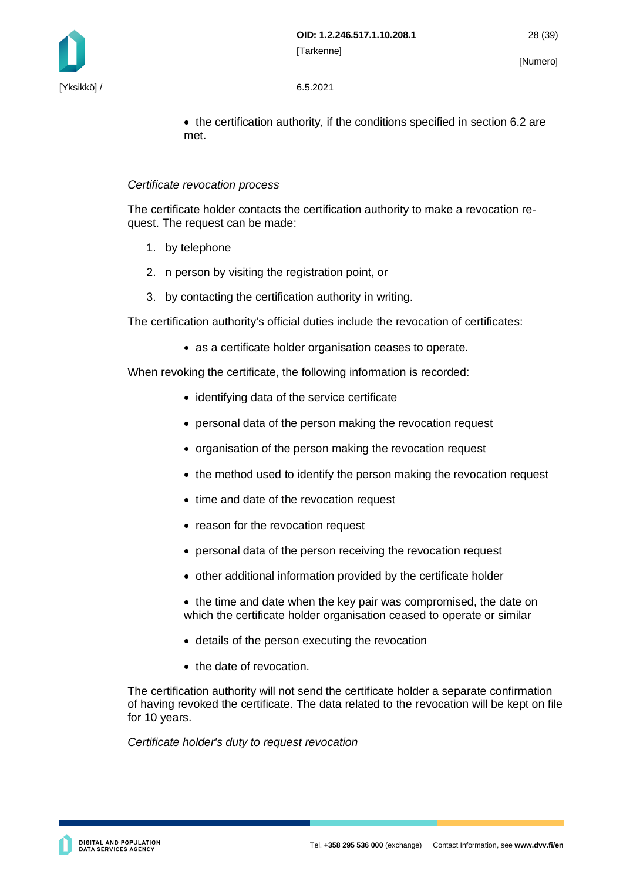- the certification authority, if the conditions specified in section 6.2 are met.

*Certificate revocation process*

The certificate holder contacts the certification authority to make a revocation request. The request can be made:

1. by telephone
2. n person by visiting the registration point, or
3. by contacting the certification authority in writing.

The certification authority's official duties include the revocation of certificates:

- as a certificate holder organisation ceases to operate.

When revoking the certificate, the following information is recorded:

- identifying data of the service certificate
- personal data of the person making the revocation request
- organisation of the person making the revocation request
- the method used to identify the person making the revocation request
- time and date of the revocation request
- reason for the revocation request
- personal data of the person receiving the revocation request
- other additional information provided by the certificate holder
- the time and date when the key pair was compromised, the date on which the certificate holder organisation ceased to operate or similar
- details of the person executing the revocation
- the date of revocation.

The certification authority will not send the certificate holder a separate confirmation of having revoked the certificate. The data related to the revocation will be kept on file for 10 years.

*Certificate holder's duty to request revocation*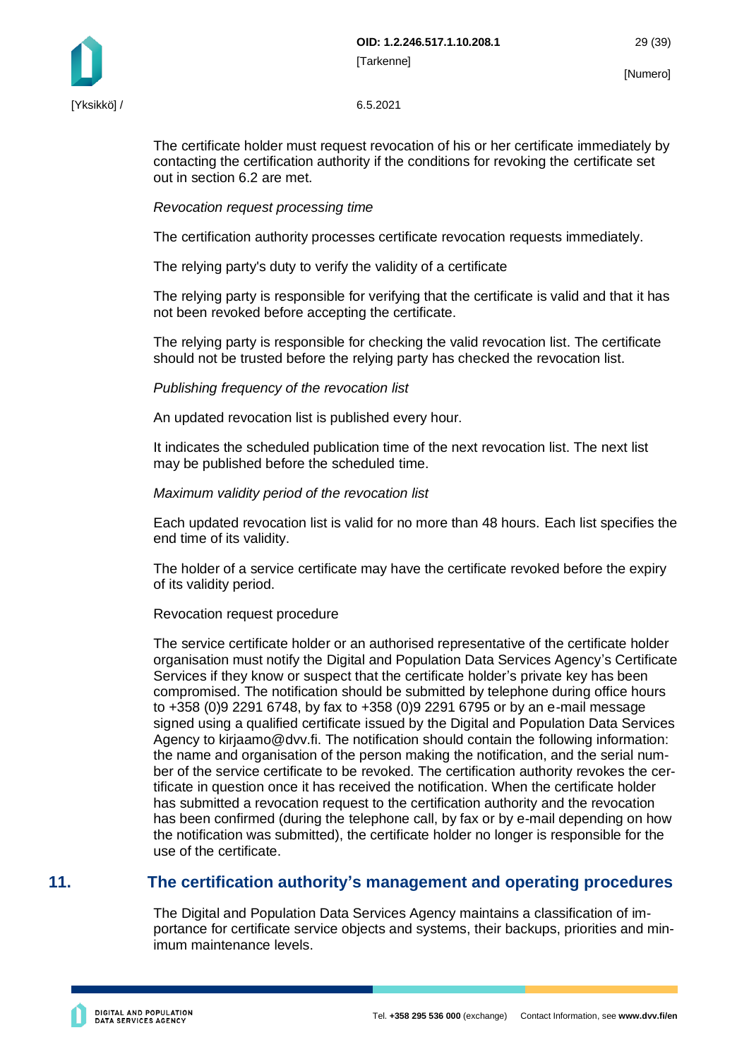The certificate holder must request revocation of his or her certificate immediately by contacting the certification authority if the conditions for revoking the certificate set out in section 6.2 are met.

*Revocation request processing time*

The certification authority processes certificate revocation requests immediately.

The relying party's duty to verify the validity of a certificate

The relying party is responsible for verifying that the certificate is valid and that it has not been revoked before accepting the certificate.

The relying party is responsible for checking the valid revocation list. The certificate should not be trusted before the relying party has checked the revocation list.

*Publishing frequency of the revocation list*

An updated revocation list is published every hour.

It indicates the scheduled publication time of the next revocation list. The next list may be published before the scheduled time.

*Maximum validity period of the revocation list*

Each updated revocation list is valid for no more than 48 hours. Each list specifies the end time of its validity.

The holder of a service certificate may have the certificate revoked before the expiry of its validity period.

Revocation request procedure

The service certificate holder or an authorised representative of the certificate holder organisation must notify the Digital and Population Data Services Agency's Certificate Services if they know or suspect that the certificate holder's private key has been compromised. The notification should be submitted by telephone during office hours to +358 (0)9 2291 6748, by fax to +358 (0)9 2291 6795 or by an e-mail message signed using a qualified certificate issued by the Digital and Population Data Services Agency to kirjaamo@dvv.fi. The notification should contain the following information: the name and organisation of the person making the notification, and the serial number of the service certificate to be revoked. The certification authority revokes the certificate in question once it has received the notification. When the certificate holder has submitted a revocation request to the certification authority and the revocation has been confirmed (during the telephone call, by fax or by e-mail depending on how the notification was submitted), the certificate holder no longer is responsible for the use of the certificate.

# 11. The certification authority's management and operating procedures

The Digital and Population Data Services Agency maintains a classification of importance for certificate service objects and systems, their backups, priorities and minimum maintenance levels.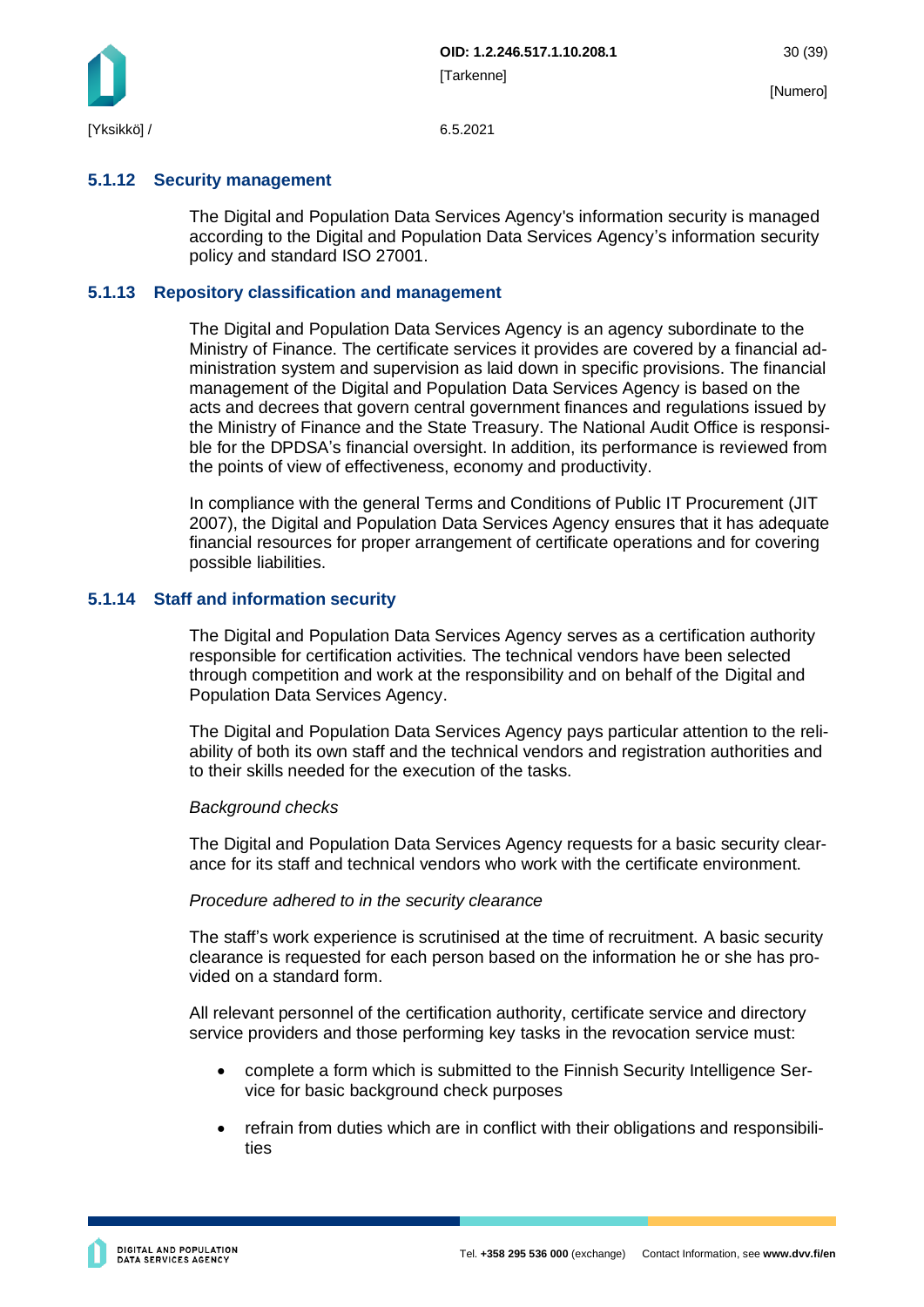### 5.1.12 Security management

The Digital and Population Data Services Agency's information security is managed according to the Digital and Population Data Services Agency's information security policy and standard ISO 27001.

### 5.1.13 Repository classification and management

The Digital and Population Data Services Agency is an agency subordinate to the Ministry of Finance. The certificate services it provides are covered by a financial administration system and supervision as laid down in specific provisions. The financial management of the Digital and Population Data Services Agency is based on the acts and decrees that govern central government finances and regulations issued by the Ministry of Finance and the State Treasury. The National Audit Office is responsible for the DPDSA's financial oversight. In addition, its performance is reviewed from the points of view of effectiveness, economy and productivity.

In compliance with the general Terms and Conditions of Public IT Procurement (JIT 2007), the Digital and Population Data Services Agency ensures that it has adequate financial resources for proper arrangement of certificate operations and for covering possible liabilities.

### 5.1.14 Staff and information security

The Digital and Population Data Services Agency serves as a certification authority responsible for certification activities. The technical vendors have been selected through competition and work at the responsibility and on behalf of the Digital and Population Data Services Agency.

The Digital and Population Data Services Agency pays particular attention to the reliability of both its own staff and the technical vendors and registration authorities and to their skills needed for the execution of the tasks.

*Background checks*

The Digital and Population Data Services Agency requests for a basic security clearance for its staff and technical vendors who work with the certificate environment.

*Procedure adhered to in the security clearance*

The staff's work experience is scrutinised at the time of recruitment. A basic security clearance is requested for each person based on the information he or she has provided on a standard form.

All relevant personnel of the certification authority, certificate service and directory service providers and those performing key tasks in the revocation service must:

- complete a form which is submitted to the Finnish Security Intelligence Service for basic background check purposes
- refrain from duties which are in conflict with their obligations and responsibilities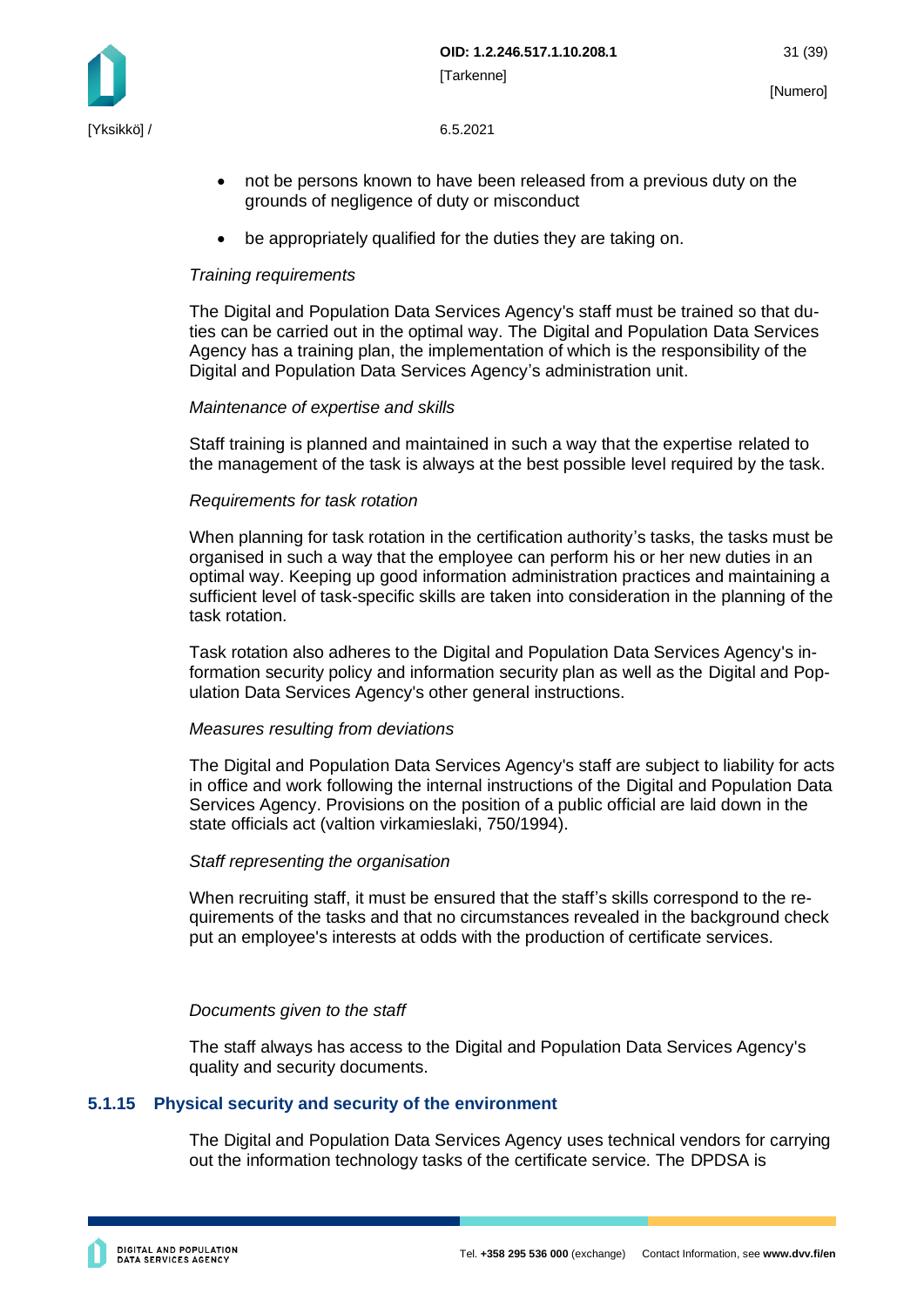- not be persons known to have been released from a previous duty on the grounds of negligence of duty or misconduct
- be appropriately qualified for the duties they are taking on.

*Training requirements*

The Digital and Population Data Services Agency's staff must be trained so that duties can be carried out in the optimal way. The Digital and Population Data Services Agency has a training plan, the implementation of which is the responsibility of the Digital and Population Data Services Agency's administration unit.

*Maintenance of expertise and skills*

Staff training is planned and maintained in such a way that the expertise related to the management of the task is always at the best possible level required by the task.

*Requirements for task rotation*

When planning for task rotation in the certification authority's tasks, the tasks must be organised in such a way that the employee can perform his or her new duties in an optimal way. Keeping up good information administration practices and maintaining a sufficient level of task-specific skills are taken into consideration in the planning of the task rotation.

Task rotation also adheres to the Digital and Population Data Services Agency's information security policy and information security plan as well as the Digital and Population Data Services Agency's other general instructions.

*Measures resulting from deviations*

The Digital and Population Data Services Agency's staff are subject to liability for acts in office and work following the internal instructions of the Digital and Population Data Services Agency. Provisions on the position of a public official are laid down in the state officials act (valtion virkamieslaki, 750/1994).

*Staff representing the organisation*

When recruiting staff, it must be ensured that the staff's skills correspond to the requirements of the tasks and that no circumstances revealed in the background check put an employee's interests at odds with the production of certificate services.

*Documents given to the staff*

The staff always has access to the Digital and Population Data Services Agency's quality and security documents.

### 5.1.15 Physical security and security of the environment

The Digital and Population Data Services Agency uses technical vendors for carrying out the information technology tasks of the certificate service. The DPDSA is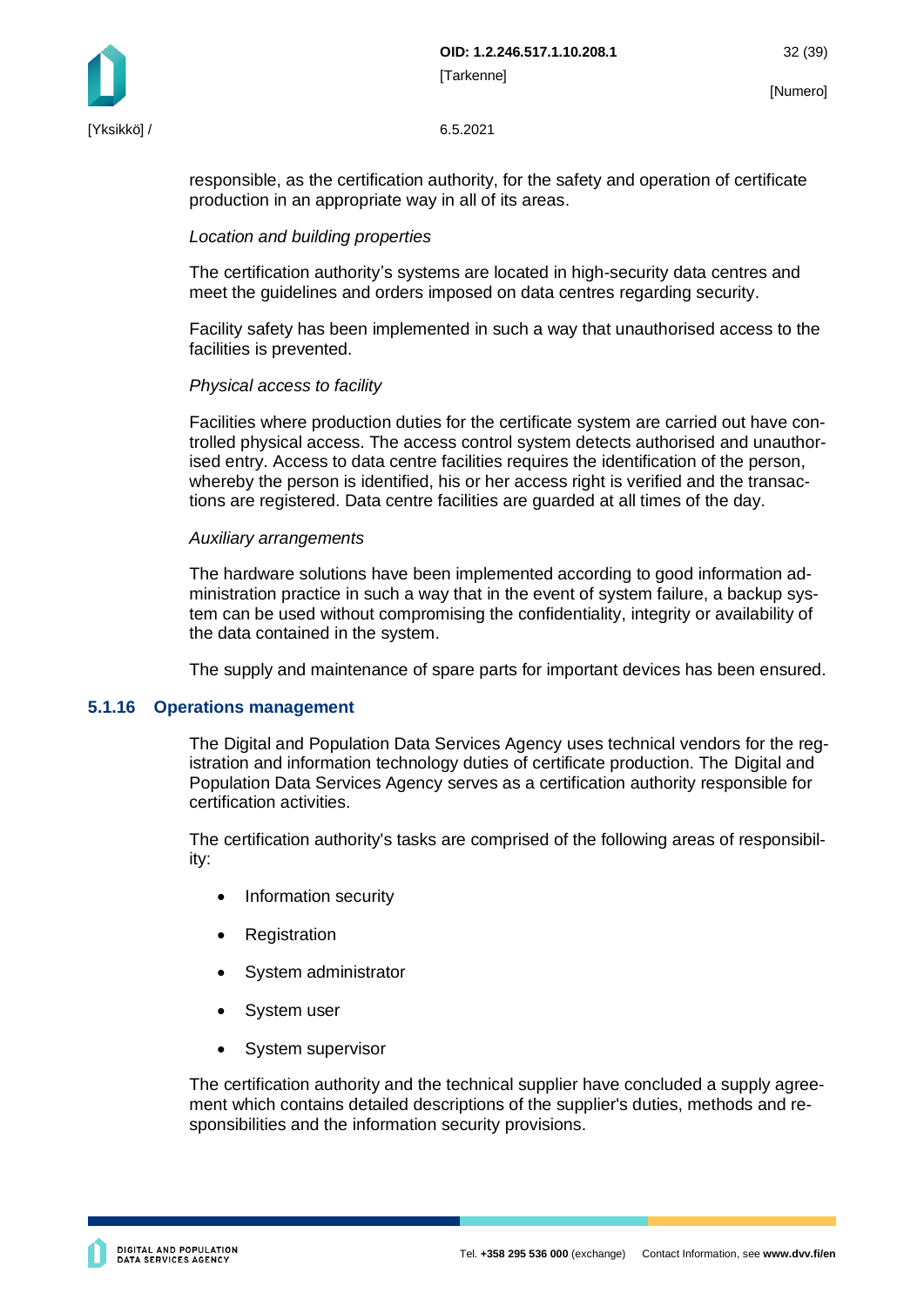responsible, as the certification authority, for the safety and operation of certificate production in an appropriate way in all of its areas.

*Location and building properties*

The certification authority's systems are located in high-security data centres and meet the guidelines and orders imposed on data centres regarding security.

Facility safety has been implemented in such a way that unauthorised access to the facilities is prevented.

*Physical access to facility*

Facilities where production duties for the certificate system are carried out have controlled physical access. The access control system detects authorised and unauthorised entry. Access to data centre facilities requires the identification of the person, whereby the person is identified, his or her access right is verified and the transactions are registered. Data centre facilities are guarded at all times of the day.

*Auxiliary arrangements*

The hardware solutions have been implemented according to good information administration practice in such a way that in the event of system failure, a backup system can be used without compromising the confidentiality, integrity or availability of the data contained in the system.

The supply and maintenance of spare parts for important devices has been ensured.

### 5.1.16 Operations management

The Digital and Population Data Services Agency uses technical vendors for the registration and information technology duties of certificate production. The Digital and Population Data Services Agency serves as a certification authority responsible for certification activities.

The certification authority's tasks are comprised of the following areas of responsibility:

- Information security
- Registration
- System administrator
- System user
- System supervisor

The certification authority and the technical supplier have concluded a supply agreement which contains detailed descriptions of the supplier's duties, methods and responsibilities and the information security provisions.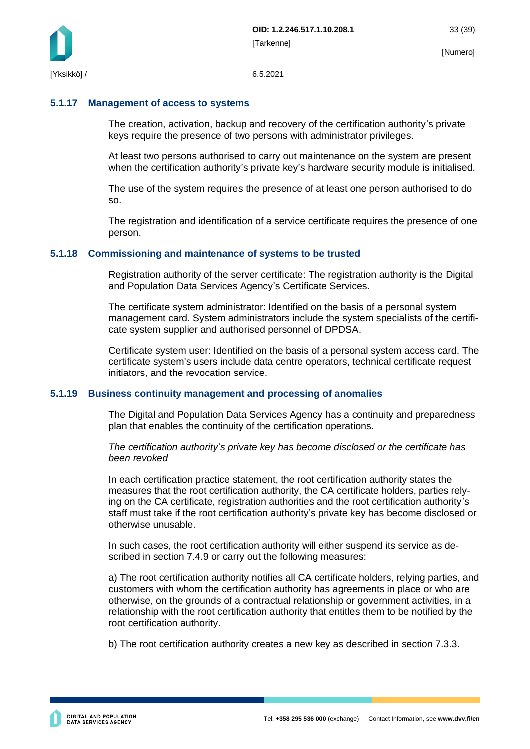### 5.1.17 Management of access to systems

The creation, activation, backup and recovery of the certification authority's private keys require the presence of two persons with administrator privileges.

At least two persons authorised to carry out maintenance on the system are present when the certification authority's private key's hardware security module is initialised.

The use of the system requires the presence of at least one person authorised to do so.

The registration and identification of a service certificate requires the presence of one person.

### 5.1.18 Commissioning and maintenance of systems to be trusted

Registration authority of the server certificate: The registration authority is the Digital and Population Data Services Agency's Certificate Services.

The certificate system administrator: Identified on the basis of a personal system management card. System administrators include the system specialists of the certificate system supplier and authorised personnel of DPDSA.

Certificate system user: Identified on the basis of a personal system access card. The certificate system's users include data centre operators, technical certificate request initiators, and the revocation service.

### 5.1.19 Business continuity management and processing of anomalies

The Digital and Population Data Services Agency has a continuity and preparedness plan that enables the continuity of the certification operations.

*The certification authority's private key has become disclosed or the certificate has been revoked*

In each certification practice statement, the root certification authority states the measures that the root certification authority, the CA certificate holders, parties relying on the CA certificate, registration authorities and the root certification authority's staff must take if the root certification authority's private key has become disclosed or otherwise unusable.

In such cases, the root certification authority will either suspend its service as described in section 7.4.9 or carry out the following measures:

a) The root certification authority notifies all CA certificate holders, relying parties, and customers with whom the certification authority has agreements in place or who are otherwise, on the grounds of a contractual relationship or government activities, in a relationship with the root certification authority that entitles them to be notified by the root certification authority.

b) The root certification authority creates a new key as described in section 7.3.3.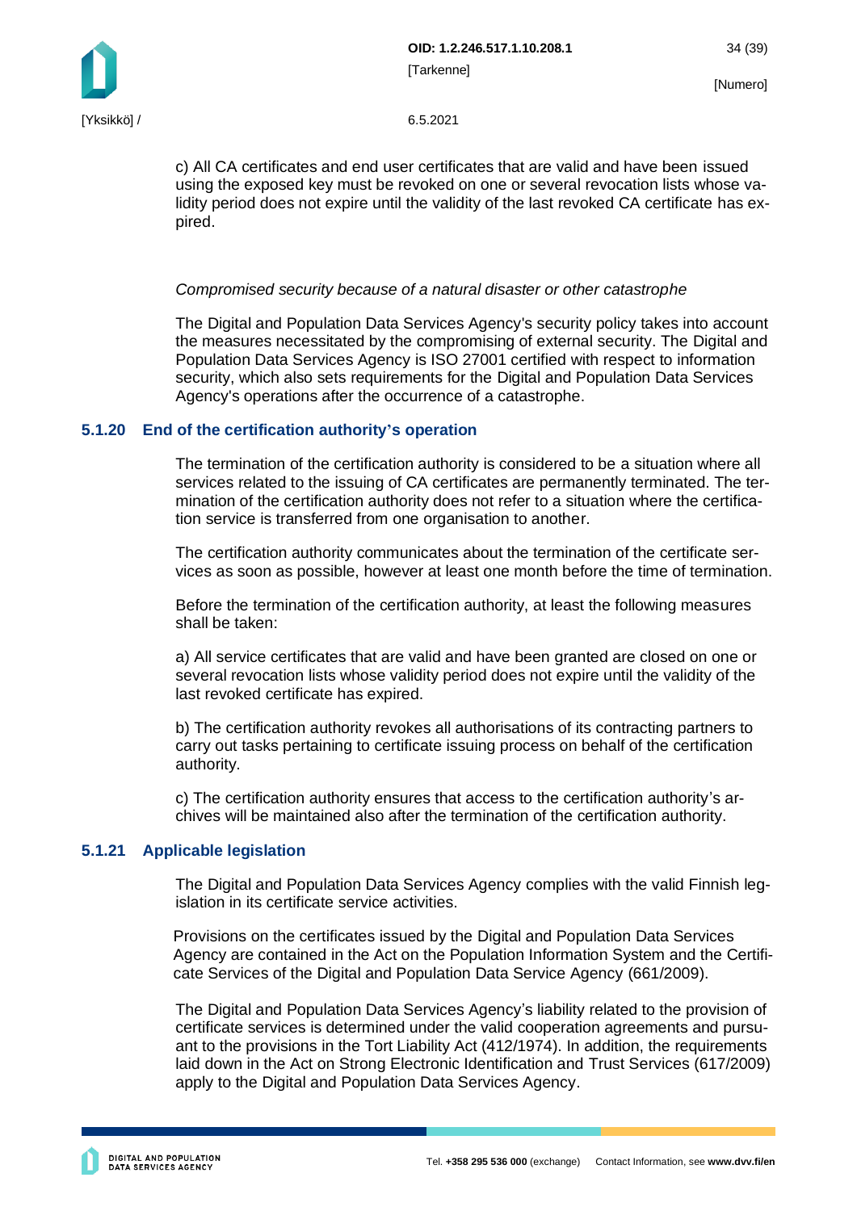c) All CA certificates and end user certificates that are valid and have been issued using the exposed key must be revoked on one or several revocation lists whose validity period does not expire until the validity of the last revoked CA certificate has expired.

*Compromised security because of a natural disaster or other catastrophe*

The Digital and Population Data Services Agency's security policy takes into account the measures necessitated by the compromising of external security. The Digital and Population Data Services Agency is ISO 27001 certified with respect to information security, which also sets requirements for the Digital and Population Data Services Agency's operations after the occurrence of a catastrophe.

### 5.1.20 End of the certification authority's operation

The termination of the certification authority is considered to be a situation where all services related to the issuing of CA certificates are permanently terminated. The termination of the certification authority does not refer to a situation where the certification service is transferred from one organisation to another.

The certification authority communicates about the termination of the certificate services as soon as possible, however at least one month before the time of termination.

Before the termination of the certification authority, at least the following measures shall be taken:

a) All service certificates that are valid and have been granted are closed on one or several revocation lists whose validity period does not expire until the validity of the last revoked certificate has expired.

b) The certification authority revokes all authorisations of its contracting partners to carry out tasks pertaining to certificate issuing process on behalf of the certification authority.

c) The certification authority ensures that access to the certification authority's archives will be maintained also after the termination of the certification authority.

### 5.1.21 Applicable legislation

The Digital and Population Data Services Agency complies with the valid Finnish legislation in its certificate service activities.

Provisions on the certificates issued by the Digital and Population Data Services Agency are contained in the Act on the Population Information System and the Certificate Services of the Digital and Population Data Service Agency (661/2009).

The Digital and Population Data Services Agency's liability related to the provision of certificate services is determined under the valid cooperation agreements and pursuant to the provisions in the Tort Liability Act (412/1974). In addition, the requirements laid down in the Act on Strong Electronic Identification and Trust Services (617/2009) apply to the Digital and Population Data Services Agency.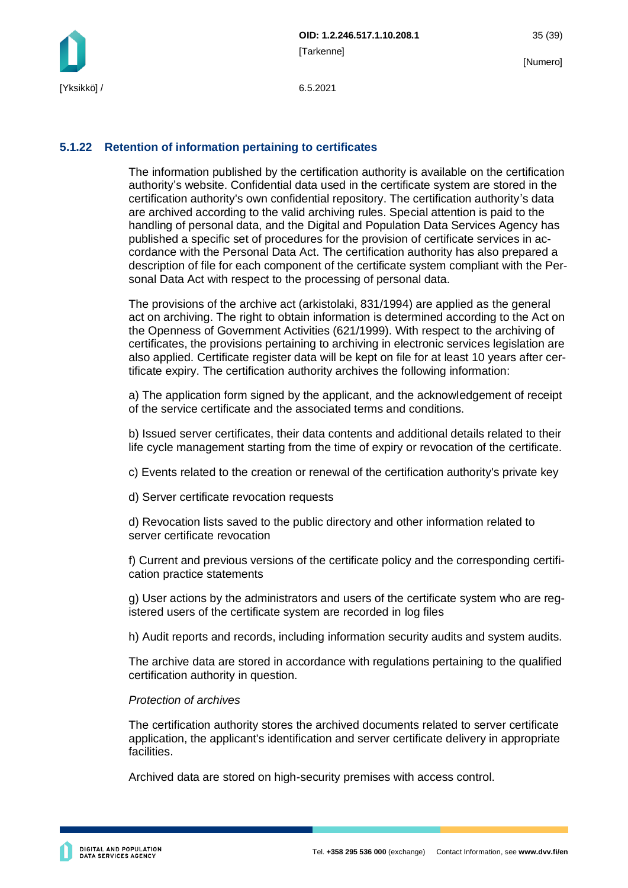### 5.1.22 Retention of information pertaining to certificates

The information published by the certification authority is available on the certification authority's website. Confidential data used in the certificate system are stored in the certification authority's own confidential repository. The certification authority's data are archived according to the valid archiving rules. Special attention is paid to the handling of personal data, and the Digital and Population Data Services Agency has published a specific set of procedures for the provision of certificate services in accordance with the Personal Data Act. The certification authority has also prepared a description of file for each component of the certificate system compliant with the Personal Data Act with respect to the processing of personal data.

The provisions of the archive act (arkistolaki, 831/1994) are applied as the general act on archiving. The right to obtain information is determined according to the Act on the Openness of Government Activities (621/1999). With respect to the archiving of certificates, the provisions pertaining to archiving in electronic services legislation are also applied. Certificate register data will be kept on file for at least 10 years after certificate expiry. The certification authority archives the following information:

a) The application form signed by the applicant, and the acknowledgement of receipt of the service certificate and the associated terms and conditions.

b) Issued server certificates, their data contents and additional details related to their life cycle management starting from the time of expiry or revocation of the certificate.

c) Events related to the creation or renewal of the certification authority's private key

d) Server certificate revocation requests

d) Revocation lists saved to the public directory and other information related to server certificate revocation

f) Current and previous versions of the certificate policy and the corresponding certification practice statements

g) User actions by the administrators and users of the certificate system who are registered users of the certificate system are recorded in log files

h) Audit reports and records, including information security audits and system audits.

The archive data are stored in accordance with regulations pertaining to the qualified certification authority in question.

*Protection of archives*

The certification authority stores the archived documents related to server certificate application, the applicant's identification and server certificate delivery in appropriate facilities.

Archived data are stored on high-security premises with access control.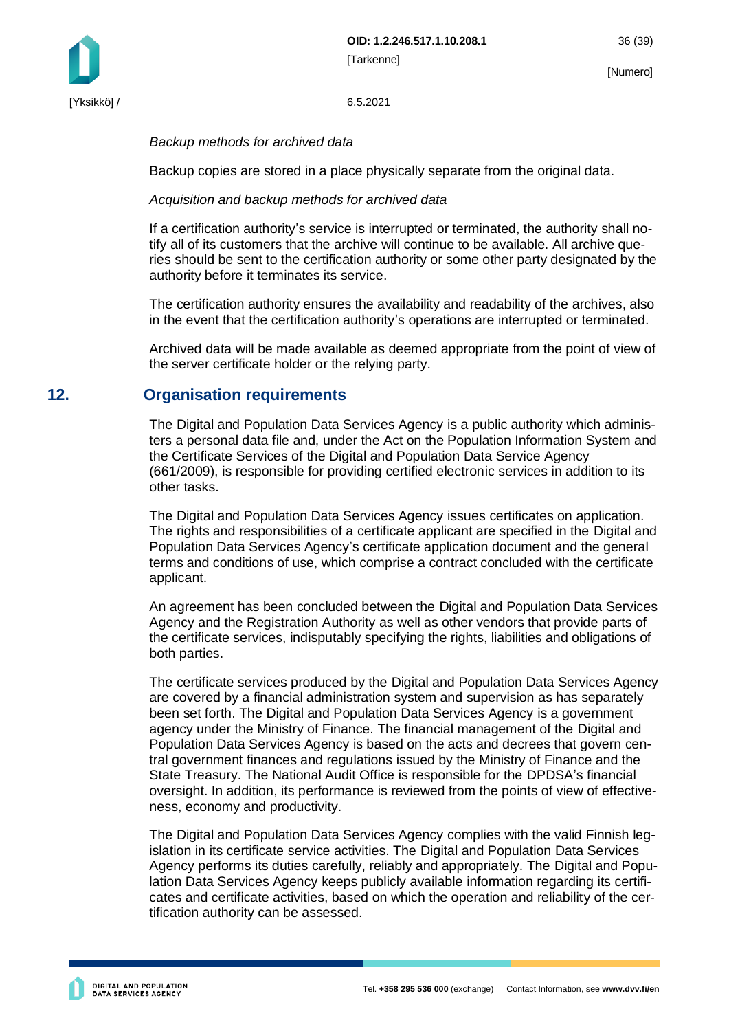*Backup methods for archived data*

Backup copies are stored in a place physically separate from the original data.

*Acquisition and backup methods for archived data*

If a certification authority's service is interrupted or terminated, the authority shall notify all of its customers that the archive will continue to be available. All archive queries should be sent to the certification authority or some other party designated by the authority before it terminates its service.

The certification authority ensures the availability and readability of the archives, also in the event that the certification authority's operations are interrupted or terminated.

Archived data will be made available as deemed appropriate from the point of view of the server certificate holder or the relying party.

## 12. Organisation requirements

The Digital and Population Data Services Agency is a public authority which administers a personal data file and, under the Act on the Population Information System and the Certificate Services of the Digital and Population Data Service Agency (661/2009), is responsible for providing certified electronic services in addition to its other tasks.

The Digital and Population Data Services Agency issues certificates on application. The rights and responsibilities of a certificate applicant are specified in the Digital and Population Data Services Agency's certificate application document and the general terms and conditions of use, which comprise a contract concluded with the certificate applicant.

An agreement has been concluded between the Digital and Population Data Services Agency and the Registration Authority as well as other vendors that provide parts of the certificate services, indisputably specifying the rights, liabilities and obligations of both parties.

The certificate services produced by the Digital and Population Data Services Agency are covered by a financial administration system and supervision as has separately been set forth. The Digital and Population Data Services Agency is a government agency under the Ministry of Finance. The financial management of the Digital and Population Data Services Agency is based on the acts and decrees that govern central government finances and regulations issued by the Ministry of Finance and the State Treasury. The National Audit Office is responsible for the DPDSA's financial oversight. In addition, its performance is reviewed from the points of view of effectiveness, economy and productivity.

The Digital and Population Data Services Agency complies with the valid Finnish legislation in its certificate service activities. The Digital and Population Data Services Agency performs its duties carefully, reliably and appropriately. The Digital and Population Data Services Agency keeps publicly available information regarding its certificates and certificate activities, based on which the operation and reliability of the certification authority can be assessed.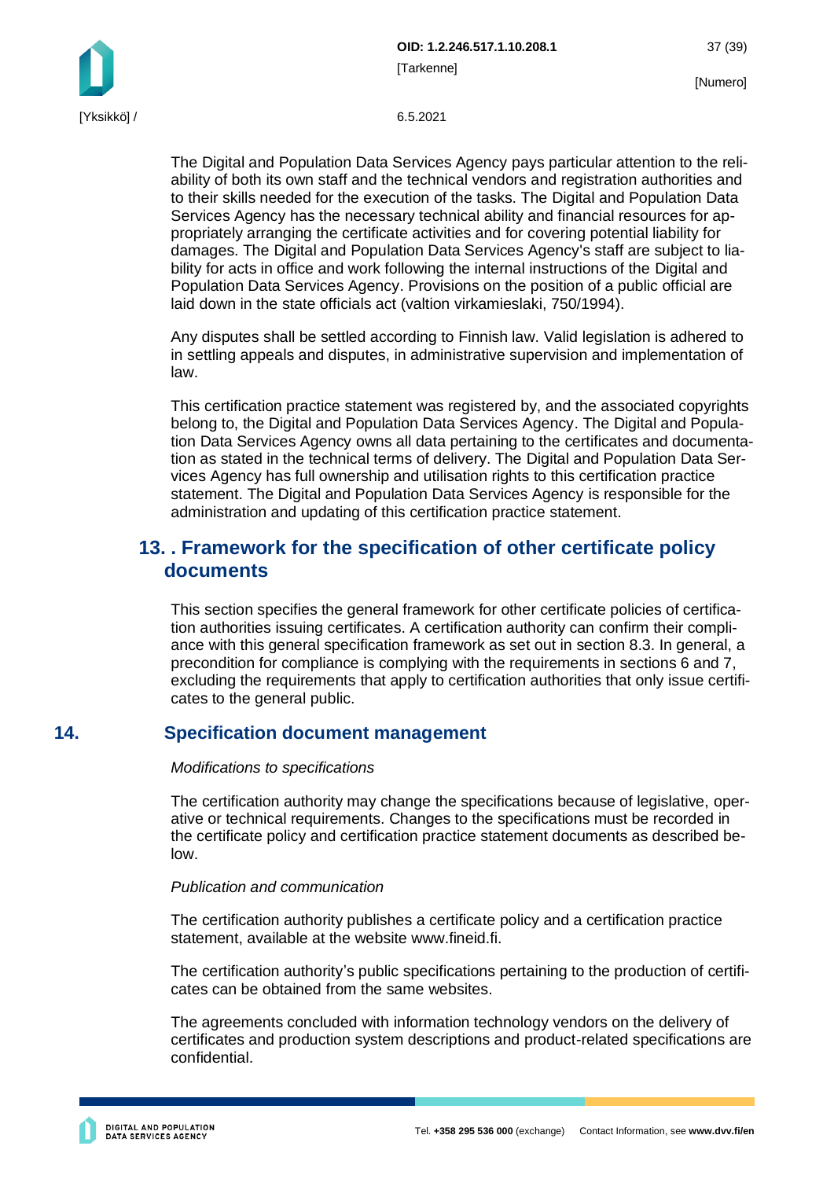The Digital and Population Data Services Agency pays particular attention to the reliability of both its own staff and the technical vendors and registration authorities and to their skills needed for the execution of the tasks. The Digital and Population Data Services Agency has the necessary technical ability and financial resources for appropriately arranging the certificate activities and for covering potential liability for damages. The Digital and Population Data Services Agency's staff are subject to liability for acts in office and work following the internal instructions of the Digital and Population Data Services Agency. Provisions on the position of a public official are laid down in the state officials act (valtion virkamieslaki, 750/1994).

Any disputes shall be settled according to Finnish law. Valid legislation is adhered to in settling appeals and disputes, in administrative supervision and implementation of law.

This certification practice statement was registered by, and the associated copyrights belong to, the Digital and Population Data Services Agency. The Digital and Population Data Services Agency owns all data pertaining to the certificates and documentation as stated in the technical terms of delivery. The Digital and Population Data Services Agency has full ownership and utilisation rights to this certification practice statement. The Digital and Population Data Services Agency is responsible for the administration and updating of this certification practice statement.

## 13. . Framework for the specification of other certificate policy documents

This section specifies the general framework for other certificate policies of certification authorities issuing certificates. A certification authority can confirm their compliance with this general specification framework as set out in section 8.3. In general, a precondition for compliance is complying with the requirements in sections 6 and 7, excluding the requirements that apply to certification authorities that only issue certificates to the general public.

## 14. Specification document management

*Modifications to specifications*

The certification authority may change the specifications because of legislative, operative or technical requirements. Changes to the specifications must be recorded in the certificate policy and certification practice statement documents as described below.

*Publication and communication*

The certification authority publishes a certificate policy and a certification practice statement, available at the website www.fineid.fi.

The certification authority's public specifications pertaining to the production of certificates can be obtained from the same websites.

The agreements concluded with information technology vendors on the delivery of certificates and production system descriptions and product-related specifications are confidential.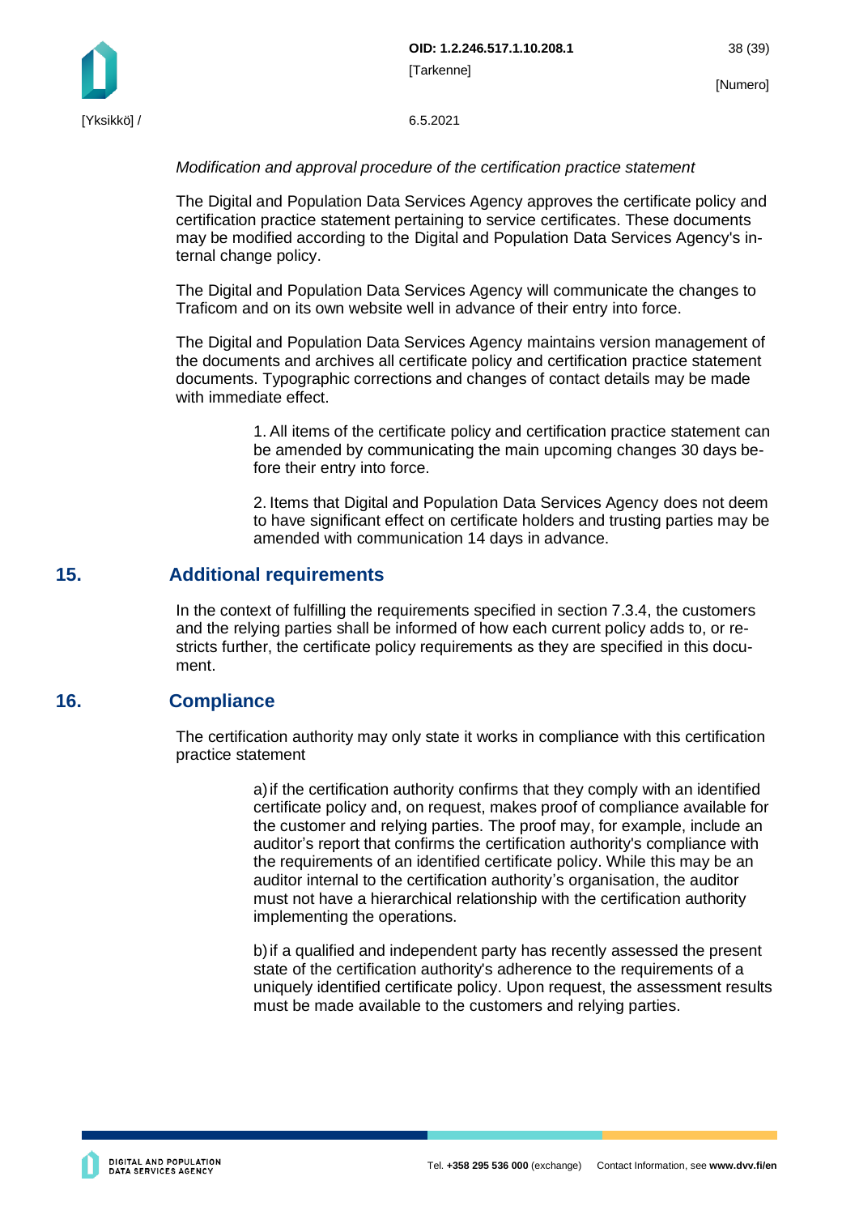*Modification and approval procedure of the certification practice statement*

The Digital and Population Data Services Agency approves the certificate policy and certification practice statement pertaining to service certificates. These documents may be modified according to the Digital and Population Data Services Agency's internal change policy.

The Digital and Population Data Services Agency will communicate the changes to Traficom and on its own website well in advance of their entry into force.

The Digital and Population Data Services Agency maintains version management of the documents and archives all certificate policy and certification practice statement documents. Typographic corrections and changes of contact details may be made with immediate effect.

1. All items of the certificate policy and certification practice statement can be amended by communicating the main upcoming changes 30 days before their entry into force.

2. Items that Digital and Population Data Services Agency does not deem to have significant effect on certificate holders and trusting parties may be amended with communication 14 days in advance.

# 15. Additional requirements

In the context of fulfilling the requirements specified in section 7.3.4, the customers and the relying parties shall be informed of how each current policy adds to, or restricts further, the certificate policy requirements as they are specified in this document.

# 16. Compliance

The certification authority may only state it works in compliance with this certification practice statement

a) if the certification authority confirms that they comply with an identified certificate policy and, on request, makes proof of compliance available for the customer and relying parties. The proof may, for example, include an auditor's report that confirms the certification authority's compliance with the requirements of an identified certificate policy. While this may be an auditor internal to the certification authority's organisation, the auditor must not have a hierarchical relationship with the certification authority implementing the operations.

b) if a qualified and independent party has recently assessed the present state of the certification authority's adherence to the requirements of a uniquely identified certificate policy. Upon request, the assessment results must be made available to the customers and relying parties.